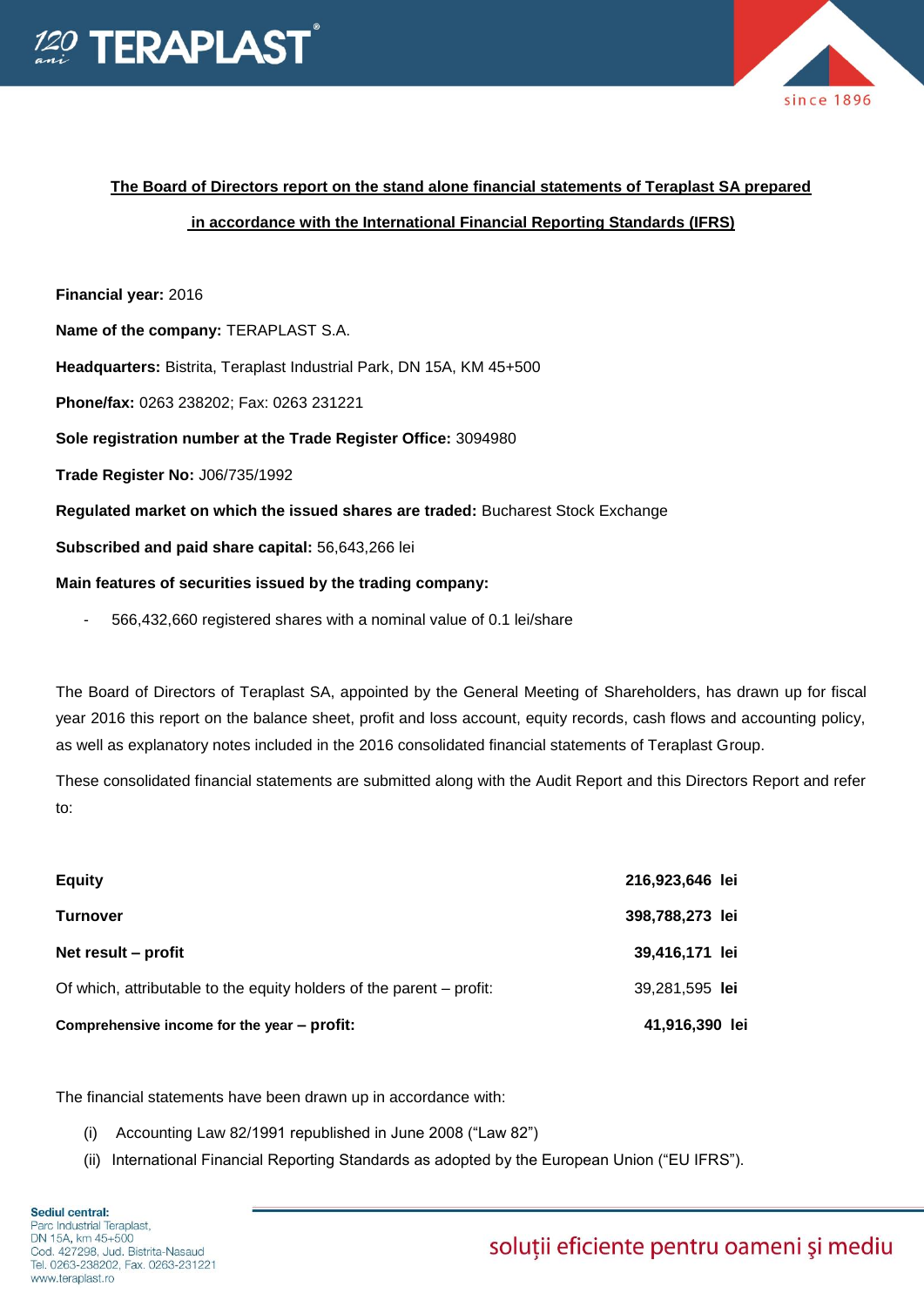**The Board of Directors report on the stand alone financial statements of Teraplast SA prepared in accordance with the International Financial Reporting Standards (IFRS)**

**Financial year:** 2016

**Name of the company:** TERAPLAST S.A.

**Headquarters:** Bistrita, Teraplast Industrial Park, DN 15A, KM 45+500

**Phone/fax:** 0263 238202; Fax: 0263 231221

**Sole registration number at the Trade Register Office:** 3094980

**Trade Register No:** J06/735/1992

**Regulated market on which the issued shares are traded:** Bucharest Stock Exchange

**Subscribed and paid share capital:** 56,643,266 lei

**Main features of securities issued by the trading company:**

- 566,432,660 registered shares with a nominal value of 0.1 lei/share

The Board of Directors of Teraplast SA, appointed by the General Meeting of Shareholders, has drawn up for fiscal year 2016 this report on the balance sheet, profit and loss account, equity records, cash flows and accounting policy, as well as explanatory notes included in the 2016 consolidated financial statements of Teraplast Group.

These consolidated financial statements are submitted along with the Audit Report and this Directors Report and refer to:

| | |
|---|---|
| **Equity** | **216,923,646 lei** |
| **Turnover** | **398,788,273 lei** |
| **Net result – profit** | **39,416,171 lei** |
| Of which, attributable to the equity holders of the parent – profit: | 39,281,595 **lei** |
| **Comprehensive income for the year – profit:** | **41,916,390 lei** |

The financial statements have been drawn up in accordance with:

(i) Accounting Law 82/1991 republished in June 2008 ("Law 82")

(ii) International Financial Reporting Standards as adopted by the European Union ("EU IFRS").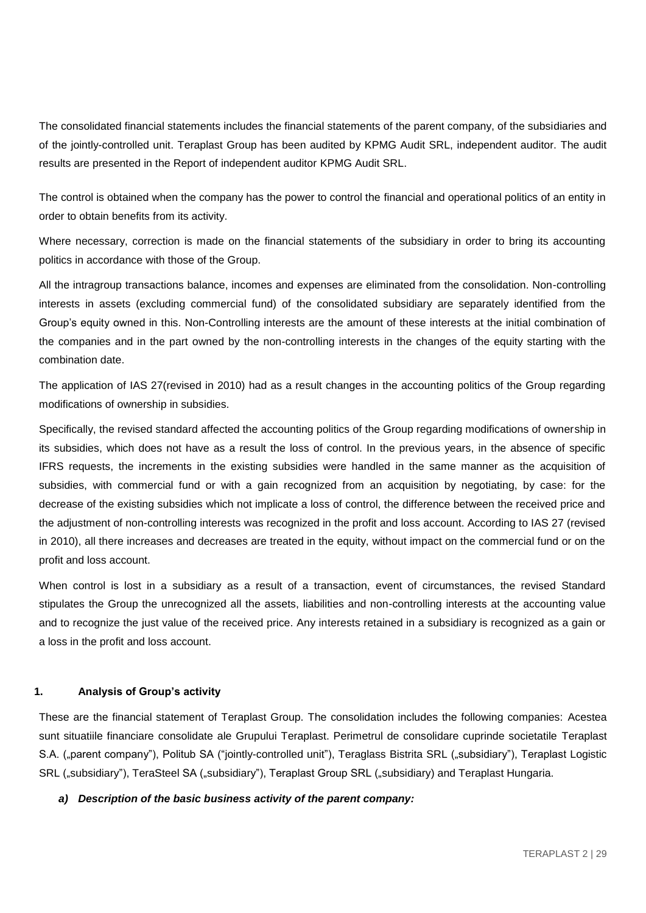The consolidated financial statements includes the financial statements of the parent company, of the subsidiaries and of the jointly-controlled unit. Teraplast Group has been audited by KPMG Audit SRL, independent auditor. The audit results are presented in the Report of independent auditor KPMG Audit SRL.

The control is obtained when the company has the power to control the financial and operational politics of an entity in order to obtain benefits from its activity.

Where necessary, correction is made on the financial statements of the subsidiary in order to bring its accounting politics in accordance with those of the Group.

All the intragroup transactions balance, incomes and expenses are eliminated from the consolidation. Non-controlling interests in assets (excluding commercial fund) of the consolidated subsidiary are separately identified from the Group's equity owned in this. Non-Controlling interests are the amount of these interests at the initial combination of the companies and in the part owned by the non-controlling interests in the changes of the equity starting with the combination date.

The application of IAS 27(revised in 2010) had as a result changes in the accounting politics of the Group regarding modifications of ownership in subsidies.

Specifically, the revised standard affected the accounting politics of the Group regarding modifications of ownership in its subsidies, which does not have as a result the loss of control. In the previous years, in the absence of specific IFRS requests, the increments in the existing subsidies were handled in the same manner as the acquisition of subsidies, with commercial fund or with a gain recognized from an acquisition by negotiating, by case: for the decrease of the existing subsidies which not implicate a loss of control, the difference between the received price and the adjustment of non-controlling interests was recognized in the profit and loss account. According to IAS 27 (revised in 2010), all there increases and decreases are treated in the equity, without impact on the commercial fund or on the profit and loss account.

When control is lost in a subsidiary as a result of a transaction, event of circumstances, the revised Standard stipulates the Group the unrecognized all the assets, liabilities and non-controlling interests at the accounting value and to recognize the just value of the received price. Any interests retained in a subsidiary is recognized as a gain or a loss in the profit and loss account.

## 1. Analysis of Group's activity

These are the financial statement of Teraplast Group. The consolidation includes the following companies: Acestea sunt situatiile financiare consolidate ale Grupului Teraplast. Perimetrul de consolidare cuprinde societatile Teraplast S.A. („parent company"), Politub SA ("jointly-controlled unit"), Teraglass Bistrita SRL („subsidiary"), Teraplast Logistic SRL („subsidiary"), TeraSteel SA („subsidiary"), Teraplast Group SRL („subsidiary) and Teraplast Hungaria.

***a) Description of the basic business activity of the parent company:***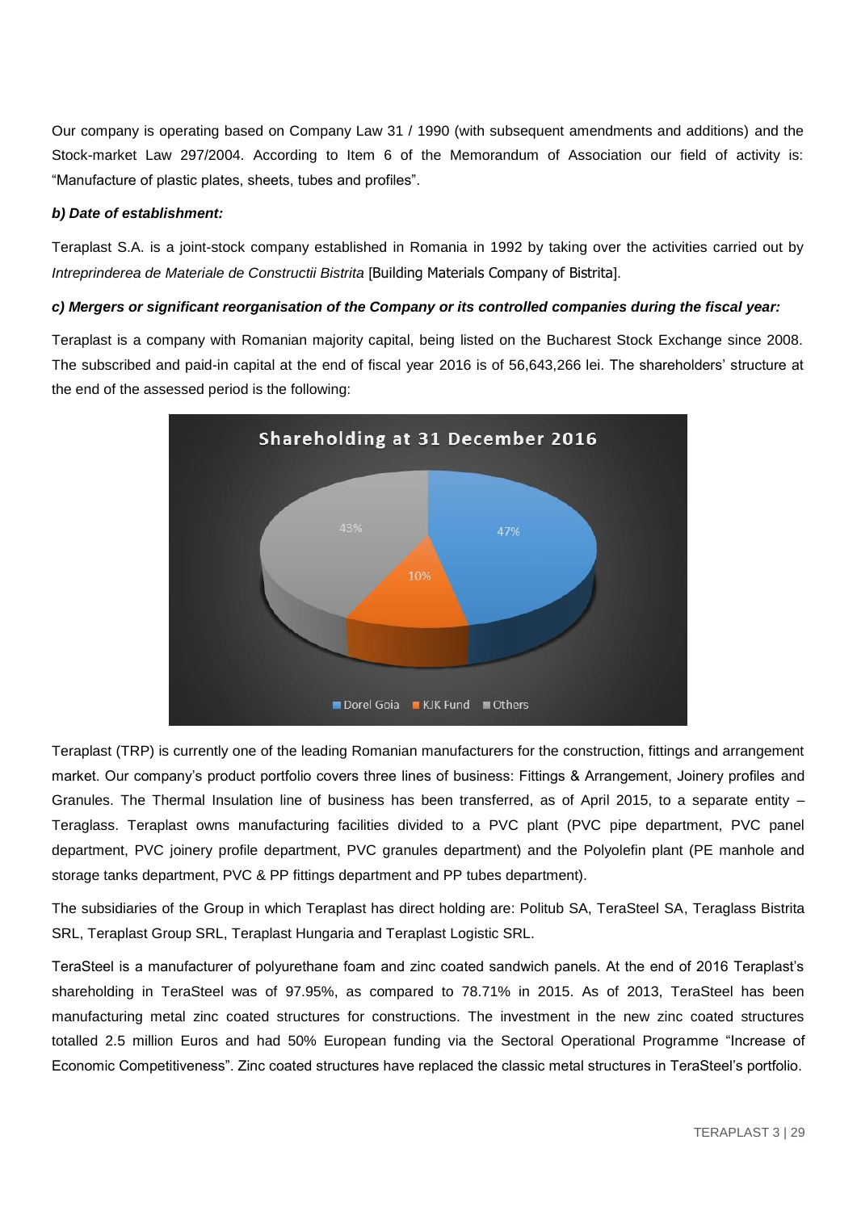Our company is operating based on Company Law 31 / 1990 (with subsequent amendments and additions) and the Stock-market Law 297/2004. According to Item 6 of the Memorandum of Association our field of activity is: "Manufacture of plastic plates, sheets, tubes and profiles".

***b) Date of establishment:***

Teraplast S.A. is a joint-stock company established in Romania in 1992 by taking over the activities carried out by *Intreprinderea de Materiale de Constructii Bistrita* [Building Materials Company of Bistrita].

***c) Mergers or significant reorganisation of the Company or its controlled companies during the fiscal year:***

Teraplast is a company with Romanian majority capital, being listed on the Bucharest Stock Exchange since 2008. The subscribed and paid-in capital at the end of fiscal year 2016 is of 56,643,266 lei. The shareholders' structure at the end of the assessed period is the following:

**Shareholding at 31 December 2016**

| Shareholder | Share |
| --- | --- |
| Dorel Goia | 47% |
| KJK Fund | 10% |
| Others | 43% |

Teraplast (TRP) is currently one of the leading Romanian manufacturers for the construction, fittings and arrangement market. Our company's product portfolio covers three lines of business: Fittings & Arrangement, Joinery profiles and Granules. The Thermal Insulation line of business has been transferred, as of April 2015, to a separate entity – Teraglass. Teraplast owns manufacturing facilities divided to a PVC plant (PVC pipe department, PVC panel department, PVC joinery profile department, PVC granules department) and the Polyolefin plant (PE manhole and storage tanks department, PVC & PP fittings department and PP tubes department).

The subsidiaries of the Group in which Teraplast has direct holding are: Politub SA, TeraSteel SA, Teraglass Bistrita SRL, Teraplast Group SRL, Teraplast Hungaria and Teraplast Logistic SRL.

TeraSteel is a manufacturer of polyurethane foam and zinc coated sandwich panels. At the end of 2016 Teraplast's shareholding in TeraSteel was of 97.95%, as compared to 78.71% in 2015. As of 2013, TeraSteel has been manufacturing metal zinc coated structures for constructions. The investment in the new zinc coated structures totalled 2.5 million Euros and had 50% European funding via the Sectoral Operational Programme "Increase of Economic Competitiveness". Zinc coated structures have replaced the classic metal structures in TeraSteel's portfolio.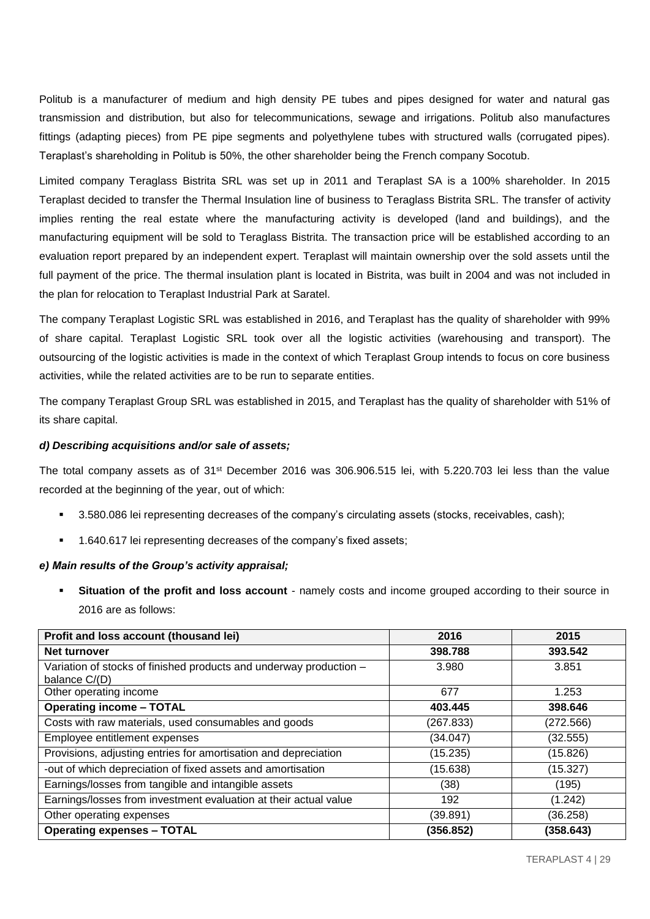Politub is a manufacturer of medium and high density PE tubes and pipes designed for water and natural gas transmission and distribution, but also for telecommunications, sewage and irrigations. Politub also manufactures fittings (adapting pieces) from PE pipe segments and polyethylene tubes with structured walls (corrugated pipes). Teraplast's shareholding in Politub is 50%, the other shareholder being the French company Socotub.

Limited company Teraglass Bistrita SRL was set up in 2011 and Teraplast SA is a 100% shareholder. In 2015 Teraplast decided to transfer the Thermal Insulation line of business to Teraglass Bistrita SRL. The transfer of activity implies renting the real estate where the manufacturing activity is developed (land and buildings), and the manufacturing equipment will be sold to Teraglass Bistrita. The transaction price will be established according to an evaluation report prepared by an independent expert. Teraplast will maintain ownership over the sold assets until the full payment of the price. The thermal insulation plant is located in Bistrita, was built in 2004 and was not included in the plan for relocation to Teraplast Industrial Park at Saratel.

The company Teraplast Logistic SRL was established in 2016, and Teraplast has the quality of shareholder with 99% of share capital. Teraplast Logistic SRL took over all the logistic activities (warehousing and transport). The outsourcing of the logistic activities is made in the context of which Teraplast Group intends to focus on core business activities, while the related activities are to be run to separate entities.

The company Teraplast Group SRL was established in 2015, and Teraplast has the quality of shareholder with 51% of its share capital.

***d) Describing acquisitions and/or sale of assets;***

The total company assets as of 31st December 2016 was 306.906.515 lei, with 5.220.703 lei less than the value recorded at the beginning of the year, out of which:

- 3.580.086 lei representing decreases of the company's circulating assets (stocks, receivables, cash);
- 1.640.617 lei representing decreases of the company's fixed assets;

***e) Main results of the Group's activity appraisal;***

- **Situation of the profit and loss account** - namely costs and income grouped according to their source in 2016 are as follows:

| Profit and loss account (thousand lei) | 2016 | 2015 |
|---|---|---|
| **Net turnover** | **398.788** | **393.542** |
| Variation of stocks of finished products and underway production – balance C/(D) | 3.980 | 3.851 |
| Other operating income | 677 | 1.253 |
| **Operating income – TOTAL** | **403.445** | **398.646** |
| Costs with raw materials, used consumables and goods | (267.833) | (272.566) |
| Employee entitlement expenses | (34.047) | (32.555) |
| Provisions, adjusting entries for amortisation and depreciation | (15.235) | (15.826) |
| -out of which depreciation of fixed assets and amortisation | (15.638) | (15.327) |
| Earnings/losses from tangible and intangible assets | (38) | (195) |
| Earnings/losses from investment evaluation at their actual value | 192 | (1.242) |
| Other operating expenses | (39.891) | (36.258) |
| **Operating expenses – TOTAL** | **(356.852)** | **(358.643)** |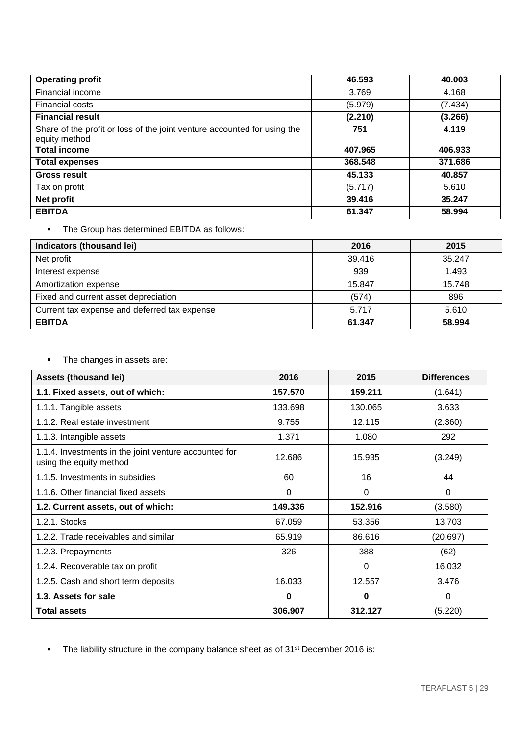| **Operating profit** | **46.593** | **40.003** |
|---|---|---|
| Financial income | 3.769 | 4.168 |
| Financial costs | (5.979) | (7.434) |
| **Financial result** | **(2.210)** | **(3.266)** |
| Share of the profit or loss of the joint venture accounted for using the equity method | **751** | **4.119** |
| **Total income** | **407.965** | **406.933** |
| **Total expenses** | **368.548** | **371.686** |
| **Gross result** | **45.133** | **40.857** |
| Tax on profit | (5.717) | 5.610 |
| **Net profit** | **39.416** | **35.247** |
| **EBITDA** | **61.347** | **58.994** |

- The Group has determined EBITDA as follows:

| **Indicators (thousand lei)** | **2016** | **2015** |
|---|---|---|
| Net profit | 39.416 | 35.247 |
| Interest expense | 939 | 1.493 |
| Amortization expense | 15.847 | 15.748 |
| Fixed and current asset depreciation | (574) | 896 |
| Current tax expense and deferred tax expense | 5.717 | 5.610 |
| **EBITDA** | **61.347** | **58.994** |

- The changes in assets are:

| **Assets (thousand lei)** | **2016** | **2015** | **Differences** |
|---|---|---|---|
| **1.1. Fixed assets, out of which:** | **157.570** | **159.211** | (1.641) |
| 1.1.1. Tangible assets | 133.698 | 130.065 | 3.633 |
| 1.1.2. Real estate investment | 9.755 | 12.115 | (2.360) |
| 1.1.3. Intangible assets | 1.371 | 1.080 | 292 |
| 1.1.4. Investments in the joint venture accounted for using the equity method | 12.686 | 15.935 | (3.249) |
| 1.1.5. Investments in subsidies | 60 | 16 | 44 |
| 1.1.6. Other financial fixed assets | 0 | 0 | 0 |
| **1.2. Current assets, out of which:** | **149.336** | **152.916** | (3.580) |
| 1.2.1. Stocks | 67.059 | 53.356 | 13.703 |
| 1.2.2. Trade receivables and similar | 65.919 | 86.616 | (20.697) |
| 1.2.3. Prepayments | 326 | 388 | (62) |
| 1.2.4. Recoverable tax on profit | | 0 | 16.032 |
| 1.2.5. Cash and short term deposits | 16.033 | 12.557 | 3.476 |
| **1.3. Assets for sale** | **0** | **0** | 0 |
| **Total assets** | **306.907** | **312.127** | (5.220) |

- The liability structure in the company balance sheet as of 31st December 2016 is: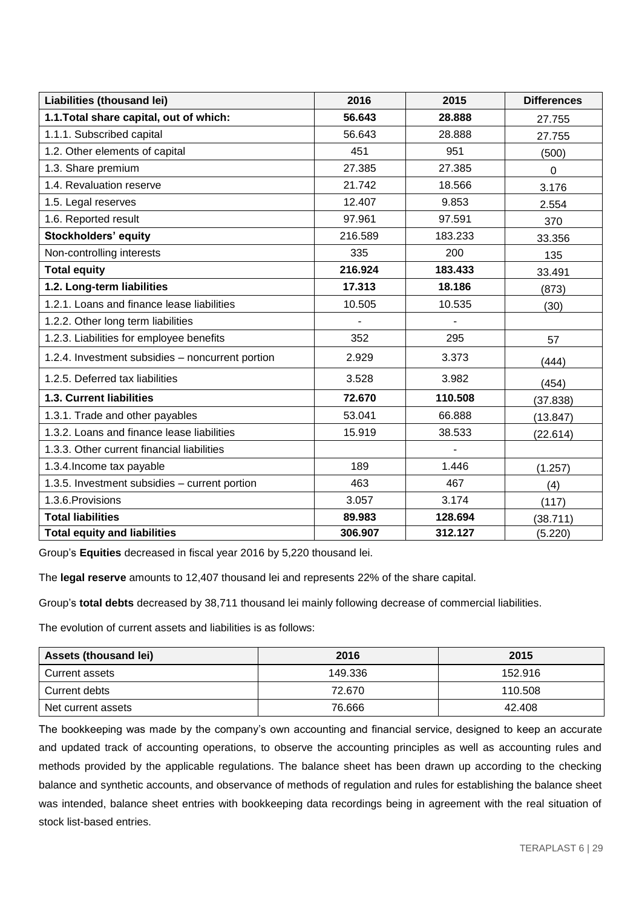| Liabilities (thousand lei) | 2016 | 2015 | Differences |
| --- | --- | --- | --- |
| **1.1.Total share capital, out of which:** | **56.643** | **28.888** | 27.755 |
| 1.1.1. Subscribed capital | 56.643 | 28.888 | 27.755 |
| 1.2. Other elements of capital | 451 | 951 | (500) |
| 1.3. Share premium | 27.385 | 27.385 | 0 |
| 1.4. Revaluation reserve | 21.742 | 18.566 | 3.176 |
| 1.5. Legal reserves | 12.407 | 9.853 | 2.554 |
| 1.6. Reported result | 97.961 | 97.591 | 370 |
| **Stockholders' equity** | 216.589 | 183.233 | 33.356 |
| Non-controlling interests | 335 | 200 | 135 |
| **Total equity** | **216.924** | **183.433** | 33.491 |
| **1.2. Long-term liabilities** | **17.313** | **18.186** | (873) |
| 1.2.1. Loans and finance lease liabilities | 10.505 | 10.535 | (30) |
| 1.2.2. Other long term liabilities | - | - | |
| 1.2.3. Liabilities for employee benefits | 352 | 295 | 57 |
| 1.2.4. Investment subsidies – noncurrent portion | 2.929 | 3.373 | (444) |
| 1.2.5. Deferred tax liabilities | 3.528 | 3.982 | (454) |
| **1.3. Current liabilities** | **72.670** | **110.508** | (37.838) |
| 1.3.1. Trade and other payables | 53.041 | 66.888 | (13.847) |
| 1.3.2. Loans and finance lease liabilities | 15.919 | 38.533 | (22.614) |
| 1.3.3. Other current financial liabilities | | - | |
| 1.3.4.Income tax payable | 189 | 1.446 | (1.257) |
| 1.3.5. Investment subsidies – current portion | 463 | 467 | (4) |
| 1.3.6.Provisions | 3.057 | 3.174 | (117) |
| **Total liabilities** | **89.983** | **128.694** | (38.711) |
| **Total equity and liabilities** | **306.907** | **312.127** | (5.220) |

Group's **Equities** decreased in fiscal year 2016 by 5,220 thousand lei.

The **legal reserve** amounts to 12,407 thousand lei and represents 22% of the share capital.

Group's **total debts** decreased by 38,711 thousand lei mainly following decrease of commercial liabilities.

The evolution of current assets and liabilities is as follows:

| Assets (thousand lei) | 2016 | 2015 |
| --- | --- | --- |
| Current assets | 149.336 | 152.916 |
| Current debts | 72.670 | 110.508 |
| Net current assets | 76.666 | 42.408 |

The bookkeeping was made by the company's own accounting and financial service, designed to keep an accurate and updated track of accounting operations, to observe the accounting principles as well as accounting rules and methods provided by the applicable regulations. The balance sheet has been drawn up according to the checking balance and synthetic accounts, and observance of methods of regulation and rules for establishing the balance sheet was intended, balance sheet entries with bookkeeping data recordings being in agreement with the real situation of stock list-based entries.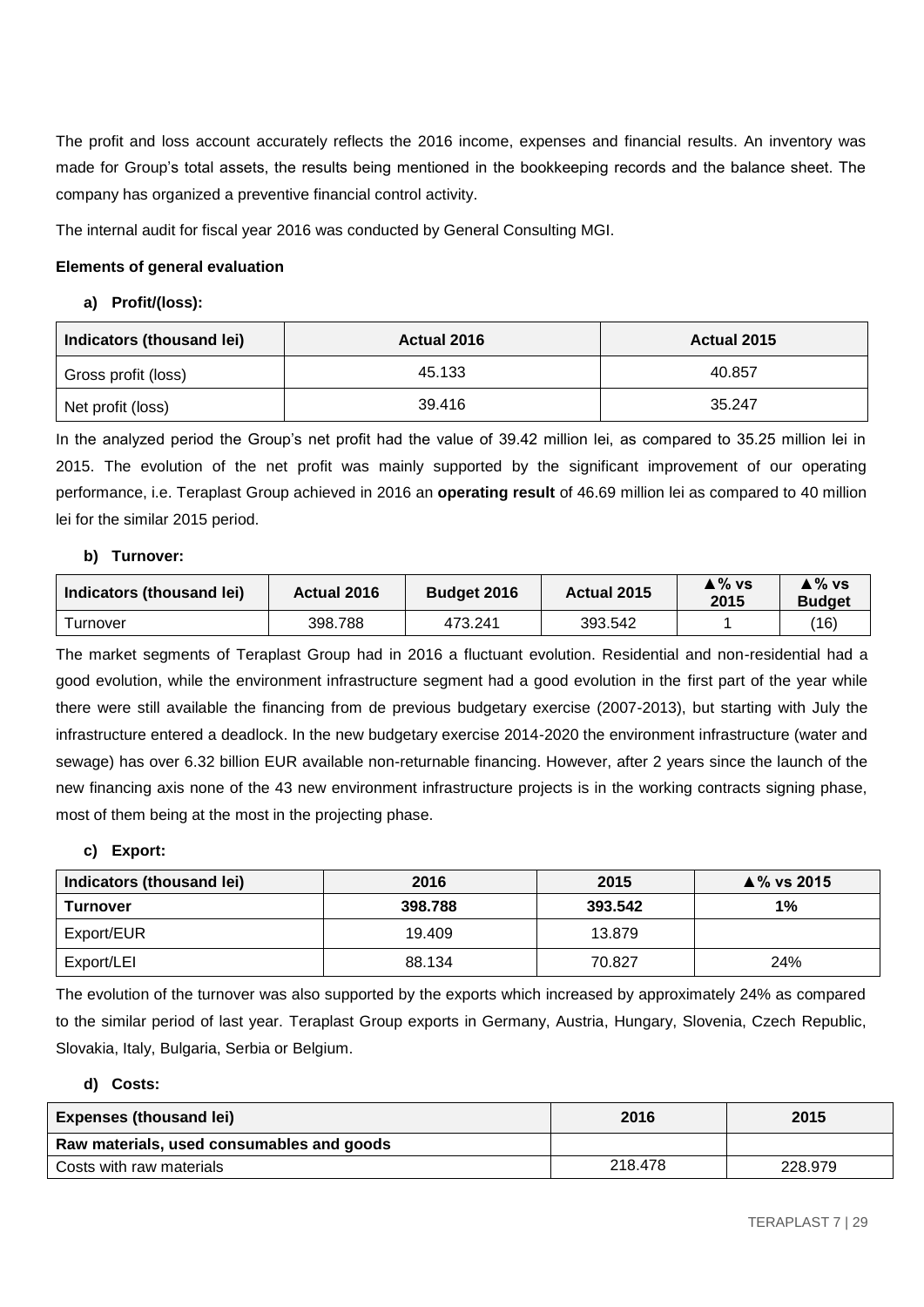The profit and loss account accurately reflects the 2016 income, expenses and financial results. An inventory was made for Group's total assets, the results being mentioned in the bookkeeping records and the balance sheet. The company has organized a preventive financial control activity.

The internal audit for fiscal year 2016 was conducted by General Consulting MGI.

**Elements of general evaluation**

**a) Profit/(loss):**

| Indicators (thousand lei) | Actual 2016 | Actual 2015 |
|---|---|---|
| Gross profit (loss) | 45.133 | 40.857 |
| Net profit (loss) | 39.416 | 35.247 |

In the analyzed period the Group's net profit had the value of 39.42 million lei, as compared to 35.25 million lei in 2015. The evolution of the net profit was mainly supported by the significant improvement of our operating performance, i.e. Teraplast Group achieved in 2016 an **operating result** of 46.69 million lei as compared to 40 million lei for the similar 2015 period.

**b) Turnover:**

| Indicators (thousand lei) | Actual 2016 | Budget 2016 | Actual 2015 | ▲% vs 2015 | ▲% vs Budget |
|---|---|---|---|---|---|
| Turnover | 398.788 | 473.241 | 393.542 | 1 | (16) |

The market segments of Teraplast Group had in 2016 a fluctuant evolution. Residential and non-residential had a good evolution, while the environment infrastructure segment had a good evolution in the first part of the year while there were still available the financing from de previous budgetary exercise (2007-2013), but starting with July the infrastructure entered a deadlock. In the new budgetary exercise 2014-2020 the environment infrastructure (water and sewage) has over 6.32 billion EUR available non-returnable financing. However, after 2 years since the launch of the new financing axis none of the 43 new environment infrastructure projects is in the working contracts signing phase, most of them being at the most in the projecting phase.

**c) Export:**

| Indicators (thousand lei) | 2016 | 2015 | ▲% vs 2015 |
|---|---|---|---|
| **Turnover** | **398.788** | **393.542** | **1%** |
| Export/EUR | 19.409 | 13.879 | |
| Export/LEI | 88.134 | 70.827 | 24% |

The evolution of the turnover was also supported by the exports which increased by approximately 24% as compared to the similar period of last year. Teraplast Group exports in Germany, Austria, Hungary, Slovenia, Czech Republic, Slovakia, Italy, Bulgaria, Serbia or Belgium.

**d) Costs:**

| Expenses (thousand lei) | 2016 | 2015 |
|---|---|---|
| **Raw materials, used consumables and goods** | | |
| Costs with raw materials | 218.478 | 228.979 |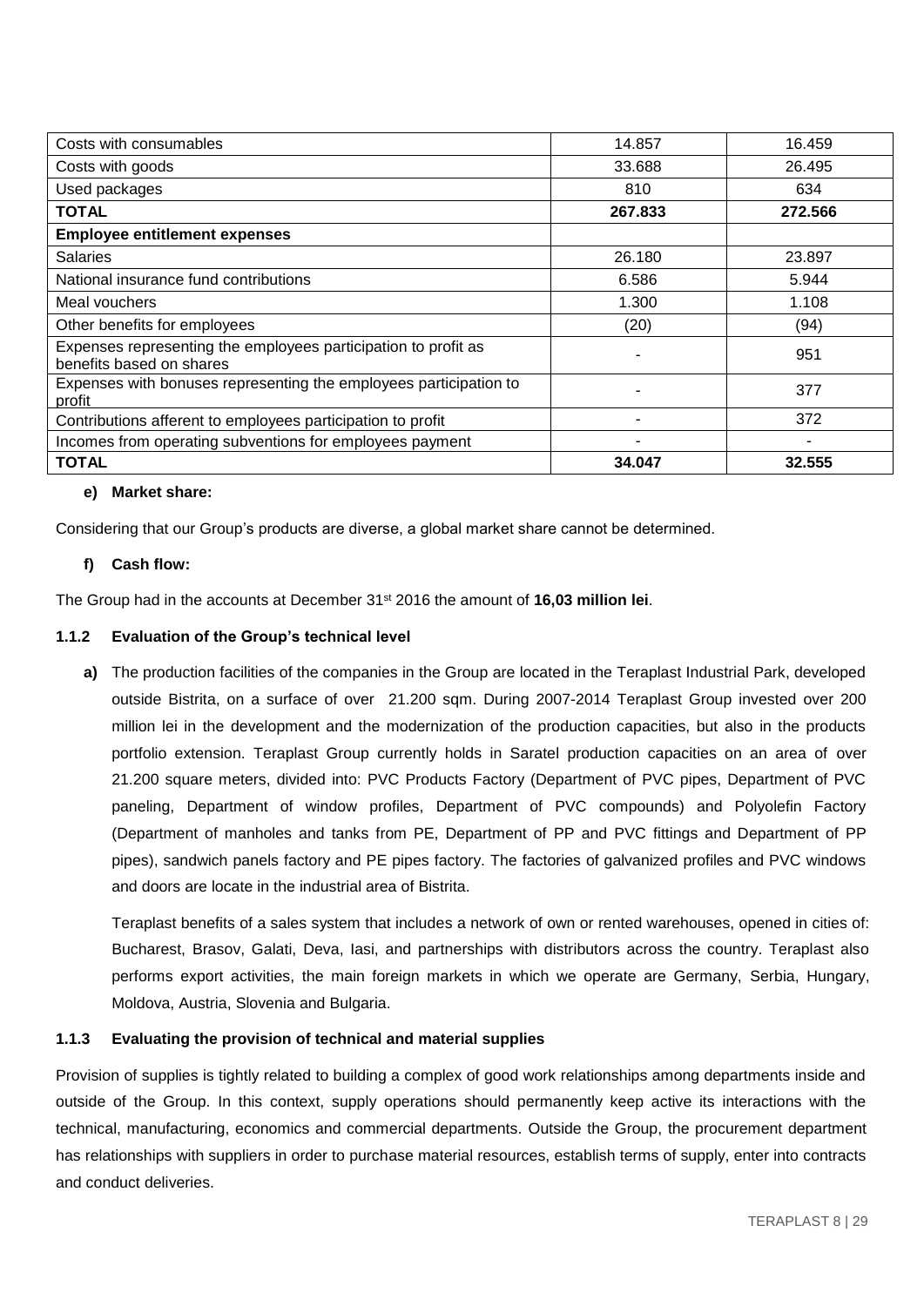| | | |
|---|---|---|
| Costs with consumables | 14.857 | 16.459 |
| Costs with goods | 33.688 | 26.495 |
| Used packages | 810 | 634 |
| **TOTAL** | **267.833** | **272.566** |
| **Employee entitlement expenses** | | |
| Salaries | 26.180 | 23.897 |
| National insurance fund contributions | 6.586 | 5.944 |
| Meal vouchers | 1.300 | 1.108 |
| Other benefits for employees | (20) | (94) |
| Expenses representing the employees participation to profit as benefits based on shares | - | 951 |
| Expenses with bonuses representing the employees participation to profit | - | 377 |
| Contributions afferent to employees participation to profit | - | 372 |
| Incomes from operating subventions for employees payment | - | - |
| **TOTAL** | **34.047** | **32.555** |

**e) Market share:**

Considering that our Group's products are diverse, a global market share cannot be determined.

**f) Cash flow:**

The Group had in the accounts at December 31st 2016 the amount of **16,03 million lei**.

### 1.1.2 Evaluation of the Group's technical level

**a)** The production facilities of the companies in the Group are located in the Teraplast Industrial Park, developed outside Bistrita, on a surface of over 21.200 sqm. During 2007-2014 Teraplast Group invested over 200 million lei in the development and the modernization of the production capacities, but also in the products portfolio extension. Teraplast Group currently holds in Saratel production capacities on an area of over 21.200 square meters, divided into: PVC Products Factory (Department of PVC pipes, Department of PVC paneling, Department of window profiles, Department of PVC compounds) and Polyolefin Factory (Department of manholes and tanks from PE, Department of PP and PVC fittings and Department of PP pipes), sandwich panels factory and PE pipes factory. The factories of galvanized profiles and PVC windows and doors are locate in the industrial area of Bistrita.

Teraplast benefits of a sales system that includes a network of own or rented warehouses, opened in cities of: Bucharest, Brasov, Galati, Deva, Iasi, and partnerships with distributors across the country. Teraplast also performs export activities, the main foreign markets in which we operate are Germany, Serbia, Hungary, Moldova, Austria, Slovenia and Bulgaria.

### 1.1.3 Evaluating the provision of technical and material supplies

Provision of supplies is tightly related to building a complex of good work relationships among departments inside and outside of the Group. In this context, supply operations should permanently keep active its interactions with the technical, manufacturing, economics and commercial departments. Outside the Group, the procurement department has relationships with suppliers in order to purchase material resources, establish terms of supply, enter into contracts and conduct deliveries.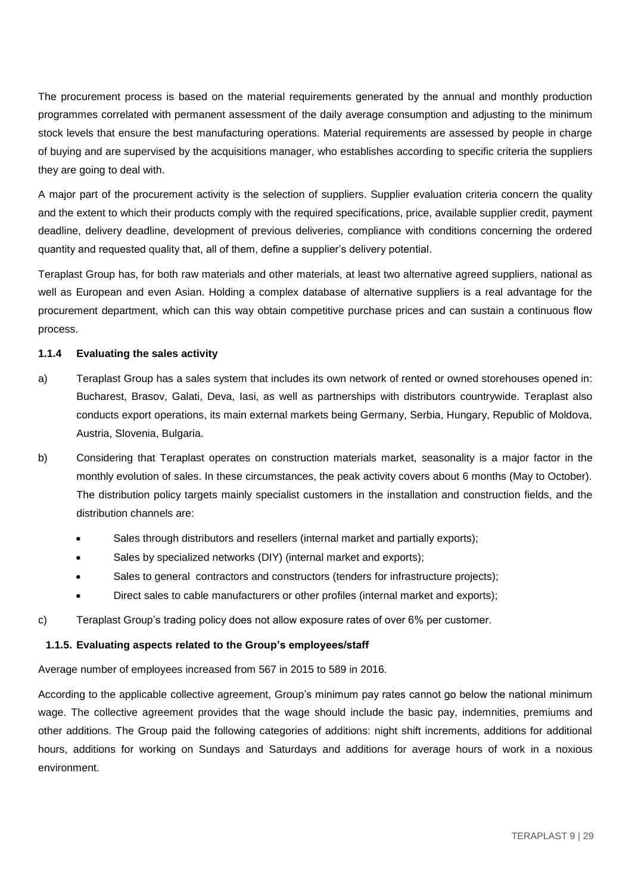The procurement process is based on the material requirements generated by the annual and monthly production programmes correlated with permanent assessment of the daily average consumption and adjusting to the minimum stock levels that ensure the best manufacturing operations. Material requirements are assessed by people in charge of buying and are supervised by the acquisitions manager, who establishes according to specific criteria the suppliers they are going to deal with.

A major part of the procurement activity is the selection of suppliers. Supplier evaluation criteria concern the quality and the extent to which their products comply with the required specifications, price, available supplier credit, payment deadline, delivery deadline, development of previous deliveries, compliance with conditions concerning the ordered quantity and requested quality that, all of them, define a supplier's delivery potential.

Teraplast Group has, for both raw materials and other materials, at least two alternative agreed suppliers, national as well as European and even Asian. Holding a complex database of alternative suppliers is a real advantage for the procurement department, which can this way obtain competitive purchase prices and can sustain a continuous flow process.

### 1.1.4 Evaluating the sales activity

a) Teraplast Group has a sales system that includes its own network of rented or owned storehouses opened in: Bucharest, Brasov, Galati, Deva, Iasi, as well as partnerships with distributors countrywide. Teraplast also conducts export operations, its main external markets being Germany, Serbia, Hungary, Republic of Moldova, Austria, Slovenia, Bulgaria.

b) Considering that Teraplast operates on construction materials market, seasonality is a major factor in the monthly evolution of sales. In these circumstances, the peak activity covers about 6 months (May to October). The distribution policy targets mainly specialist customers in the installation and construction fields, and the distribution channels are:

- Sales through distributors and resellers (internal market and partially exports);
- Sales by specialized networks (DIY) (internal market and exports);
- Sales to general contractors and constructors (tenders for infrastructure projects);
- Direct sales to cable manufacturers or other profiles (internal market and exports);

c) Teraplast Group's trading policy does not allow exposure rates of over 6% per customer.

### 1.1.5. Evaluating aspects related to the Group's employees/staff

Average number of employees increased from 567 in 2015 to 589 in 2016.

According to the applicable collective agreement, Group's minimum pay rates cannot go below the national minimum wage. The collective agreement provides that the wage should include the basic pay, indemnities, premiums and other additions. The Group paid the following categories of additions: night shift increments, additions for additional hours, additions for working on Sundays and Saturdays and additions for average hours of work in a noxious environment.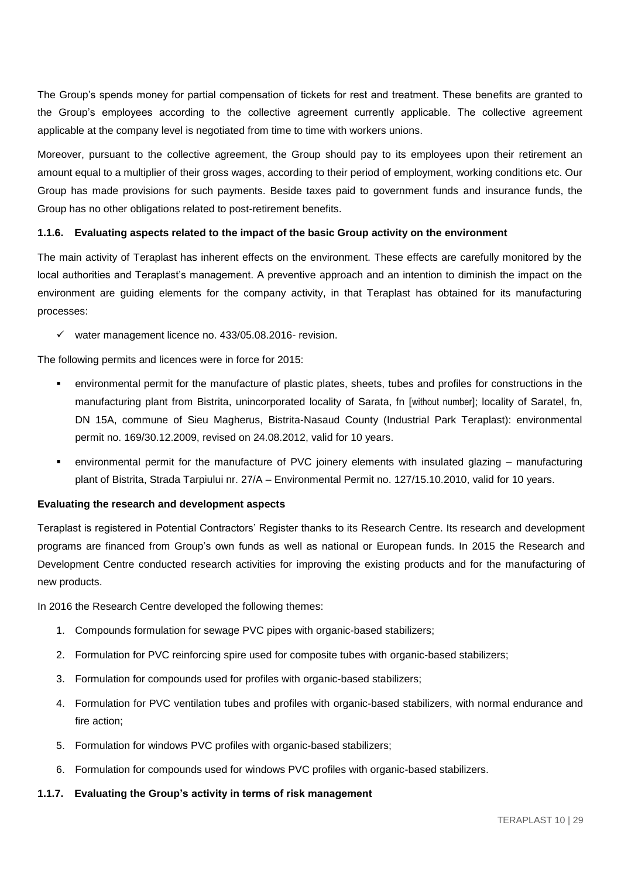The Group's spends money for partial compensation of tickets for rest and treatment. These benefits are granted to the Group's employees according to the collective agreement currently applicable. The collective agreement applicable at the company level is negotiated from time to time with workers unions.

Moreover, pursuant to the collective agreement, the Group should pay to its employees upon their retirement an amount equal to a multiplier of their gross wages, according to their period of employment, working conditions etc. Our Group has made provisions for such payments. Beside taxes paid to government funds and insurance funds, the Group has no other obligations related to post-retirement benefits.

#### 1.1.6. Evaluating aspects related to the impact of the basic Group activity on the environment

The main activity of Teraplast has inherent effects on the environment. These effects are carefully monitored by the local authorities and Teraplast's management. A preventive approach and an intention to diminish the impact on the environment are guiding elements for the company activity, in that Teraplast has obtained for its manufacturing processes:

- ✓ water management licence no. 433/05.08.2016- revision.

The following permits and licences were in force for 2015:

- environmental permit for the manufacture of plastic plates, sheets, tubes and profiles for constructions in the manufacturing plant from Bistrita, unincorporated locality of Sarata, fn [without number]; locality of Saratel, fn, DN 15A, commune of Sieu Magherus, Bistrita-Nasaud County (Industrial Park Teraplast): environmental permit no. 169/30.12.2009, revised on 24.08.2012, valid for 10 years.
- environmental permit for the manufacture of PVC joinery elements with insulated glazing – manufacturing plant of Bistrita, Strada Tarpiului nr. 27/A – Environmental Permit no. 127/15.10.2010, valid for 10 years.

**Evaluating the research and development aspects**

Teraplast is registered in Potential Contractors' Register thanks to its Research Centre. Its research and development programs are financed from Group's own funds as well as national or European funds. In 2015 the Research and Development Centre conducted research activities for improving the existing products and for the manufacturing of new products.

In 2016 the Research Centre developed the following themes:

1. Compounds formulation for sewage PVC pipes with organic-based stabilizers;
2. Formulation for PVC reinforcing spire used for composite tubes with organic-based stabilizers;
3. Formulation for compounds used for profiles with organic-based stabilizers;
4. Formulation for PVC ventilation tubes and profiles with organic-based stabilizers, with normal endurance and fire action;
5. Formulation for windows PVC profiles with organic-based stabilizers;
6. Formulation for compounds used for windows PVC profiles with organic-based stabilizers.

#### 1.1.7. Evaluating the Group's activity in terms of risk management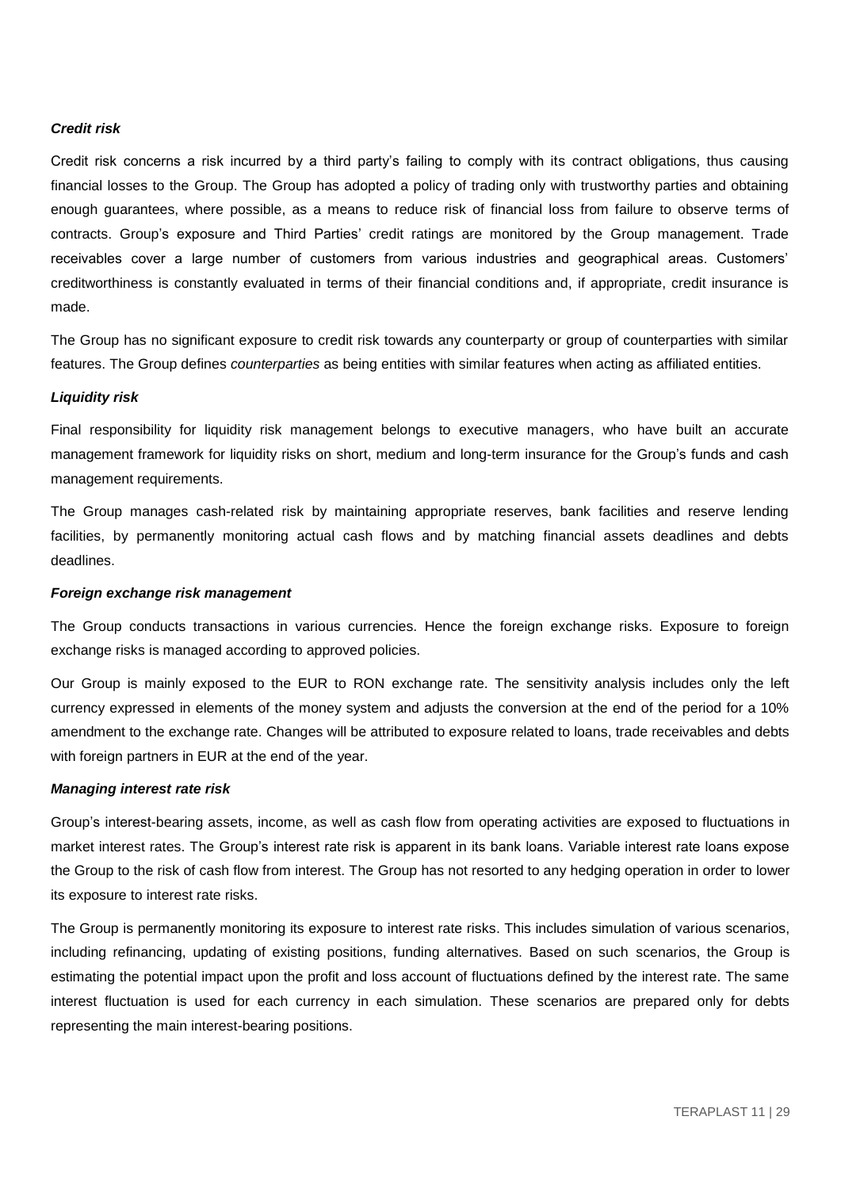***Credit risk***

Credit risk concerns a risk incurred by a third party's failing to comply with its contract obligations, thus causing financial losses to the Group. The Group has adopted a policy of trading only with trustworthy parties and obtaining enough guarantees, where possible, as a means to reduce risk of financial loss from failure to observe terms of contracts. Group's exposure and Third Parties' credit ratings are monitored by the Group management. Trade receivables cover a large number of customers from various industries and geographical areas. Customers' creditworthiness is constantly evaluated in terms of their financial conditions and, if appropriate, credit insurance is made.

The Group has no significant exposure to credit risk towards any counterparty or group of counterparties with similar features. The Group defines *counterparties* as being entities with similar features when acting as affiliated entities.

***Liquidity risk***

Final responsibility for liquidity risk management belongs to executive managers, who have built an accurate management framework for liquidity risks on short, medium and long-term insurance for the Group's funds and cash management requirements.

The Group manages cash-related risk by maintaining appropriate reserves, bank facilities and reserve lending facilities, by permanently monitoring actual cash flows and by matching financial assets deadlines and debts deadlines.

***Foreign exchange risk management***

The Group conducts transactions in various currencies. Hence the foreign exchange risks. Exposure to foreign exchange risks is managed according to approved policies.

Our Group is mainly exposed to the EUR to RON exchange rate. The sensitivity analysis includes only the left currency expressed in elements of the money system and adjusts the conversion at the end of the period for a 10% amendment to the exchange rate. Changes will be attributed to exposure related to loans, trade receivables and debts with foreign partners in EUR at the end of the year.

***Managing interest rate risk***

Group's interest-bearing assets, income, as well as cash flow from operating activities are exposed to fluctuations in market interest rates. The Group's interest rate risk is apparent in its bank loans. Variable interest rate loans expose the Group to the risk of cash flow from interest. The Group has not resorted to any hedging operation in order to lower its exposure to interest rate risks.

The Group is permanently monitoring its exposure to interest rate risks. This includes simulation of various scenarios, including refinancing, updating of existing positions, funding alternatives. Based on such scenarios, the Group is estimating the potential impact upon the profit and loss account of fluctuations defined by the interest rate. The same interest fluctuation is used for each currency in each simulation. These scenarios are prepared only for debts representing the main interest-bearing positions.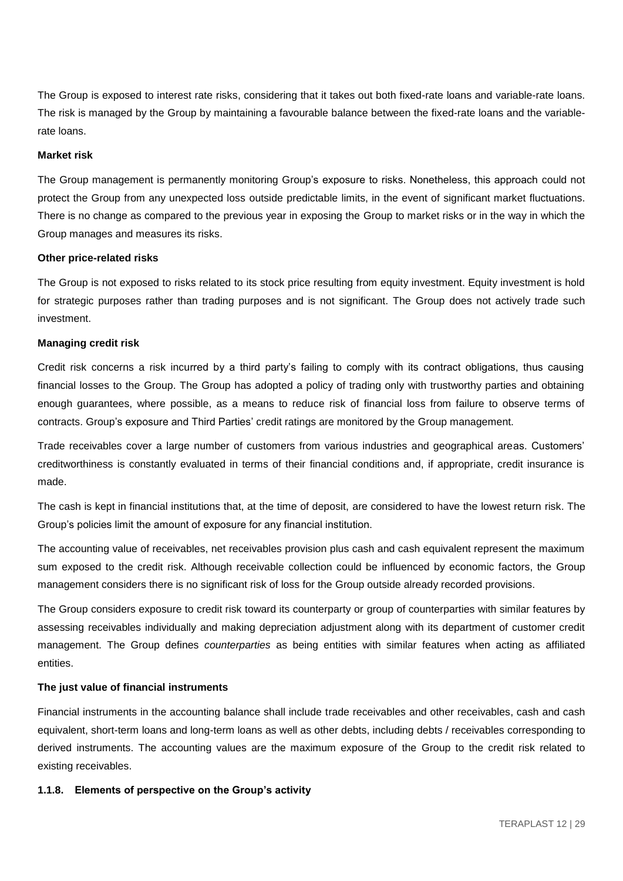The Group is exposed to interest rate risks, considering that it takes out both fixed-rate loans and variable-rate loans. The risk is managed by the Group by maintaining a favourable balance between the fixed-rate loans and the variable-rate loans.

**Market risk**

The Group management is permanently monitoring Group's exposure to risks. Nonetheless, this approach could not protect the Group from any unexpected loss outside predictable limits, in the event of significant market fluctuations. There is no change as compared to the previous year in exposing the Group to market risks or in the way in which the Group manages and measures its risks.

**Other price-related risks**

The Group is not exposed to risks related to its stock price resulting from equity investment. Equity investment is hold for strategic purposes rather than trading purposes and is not significant. The Group does not actively trade such investment.

**Managing credit risk**

Credit risk concerns a risk incurred by a third party's failing to comply with its contract obligations, thus causing financial losses to the Group. The Group has adopted a policy of trading only with trustworthy parties and obtaining enough guarantees, where possible, as a means to reduce risk of financial loss from failure to observe terms of contracts. Group's exposure and Third Parties' credit ratings are monitored by the Group management.

Trade receivables cover a large number of customers from various industries and geographical areas. Customers' creditworthiness is constantly evaluated in terms of their financial conditions and, if appropriate, credit insurance is made.

The cash is kept in financial institutions that, at the time of deposit, are considered to have the lowest return risk. The Group's policies limit the amount of exposure for any financial institution.

The accounting value of receivables, net receivables provision plus cash and cash equivalent represent the maximum sum exposed to the credit risk. Although receivable collection could be influenced by economic factors, the Group management considers there is no significant risk of loss for the Group outside already recorded provisions.

The Group considers exposure to credit risk toward its counterparty or group of counterparties with similar features by assessing receivables individually and making depreciation adjustment along with its department of customer credit management. The Group defines *counterparties* as being entities with similar features when acting as affiliated entities.

**The just value of financial instruments**

Financial instruments in the accounting balance shall include trade receivables and other receivables, cash and cash equivalent, short-term loans and long-term loans as well as other debts, including debts / receivables corresponding to derived instruments. The accounting values are the maximum exposure of the Group to the credit risk related to existing receivables.

#### 1.1.8. Elements of perspective on the Group's activity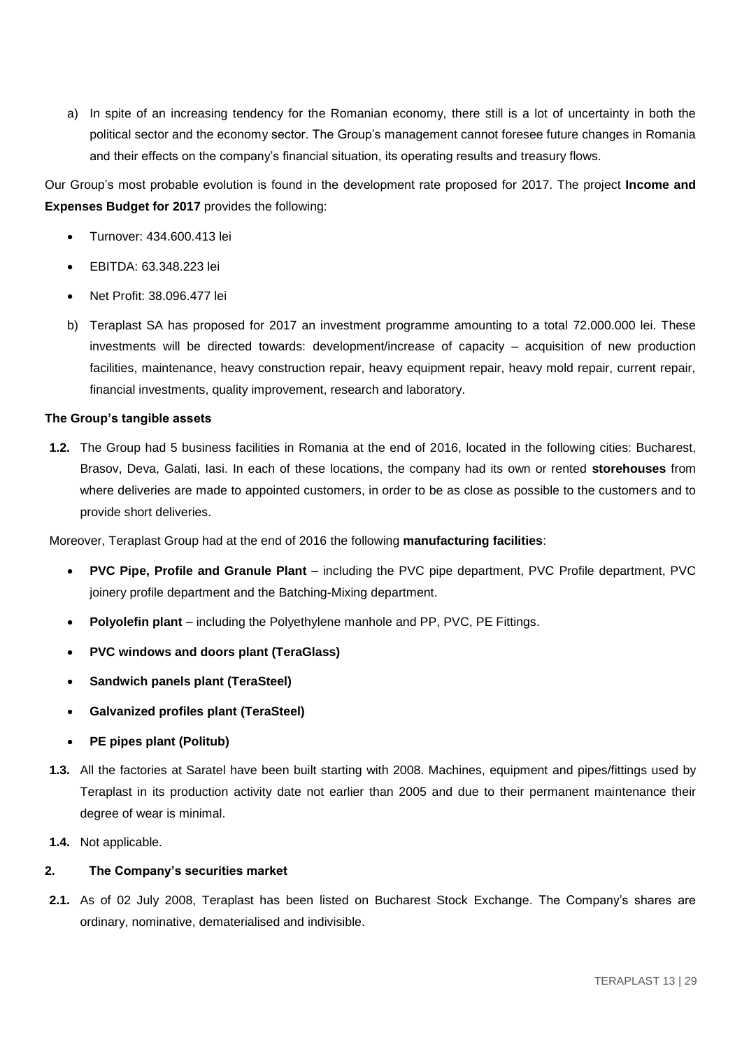a) In spite of an increasing tendency for the Romanian economy, there still is a lot of uncertainty in both the political sector and the economy sector. The Group's management cannot foresee future changes in Romania and their effects on the company's financial situation, its operating results and treasury flows.

Our Group's most probable evolution is found in the development rate proposed for 2017. The project **Income and Expenses Budget for 2017** provides the following:

- Turnover: 434.600.413 lei
- EBITDA: 63.348.223 lei
- Net Profit: 38.096.477 lei

b) Teraplast SA has proposed for 2017 an investment programme amounting to a total 72.000.000 lei. These investments will be directed towards: development/increase of capacity – acquisition of new production facilities, maintenance, heavy construction repair, heavy equipment repair, heavy mold repair, current repair, financial investments, quality improvement, research and laboratory.

**The Group's tangible assets**

**1.2.** The Group had 5 business facilities in Romania at the end of 2016, located in the following cities: Bucharest, Brasov, Deva, Galati, Iasi. In each of these locations, the company had its own or rented **storehouses** from where deliveries are made to appointed customers, in order to be as close as possible to the customers and to provide short deliveries.

Moreover, Teraplast Group had at the end of 2016 the following **manufacturing facilities**:

- **PVC Pipe, Profile and Granule Plant** – including the PVC pipe department, PVC Profile department, PVC joinery profile department and the Batching-Mixing department.
- **Polyolefin plant** – including the Polyethylene manhole and PP, PVC, PE Fittings.
- **PVC windows and doors plant (TeraGlass)**
- **Sandwich panels plant (TeraSteel)**
- **Galvanized profiles plant (TeraSteel)**
- **PE pipes plant (Politub)**

**1.3.** All the factories at Saratel have been built starting with 2008. Machines, equipment and pipes/fittings used by Teraplast in its production activity date not earlier than 2005 and due to their permanent maintenance their degree of wear is minimal.

**1.4.** Not applicable.

## 2. The Company's securities market

**2.1.** As of 02 July 2008, Teraplast has been listed on Bucharest Stock Exchange. The Company's shares are ordinary, nominative, dematerialised and indivisible.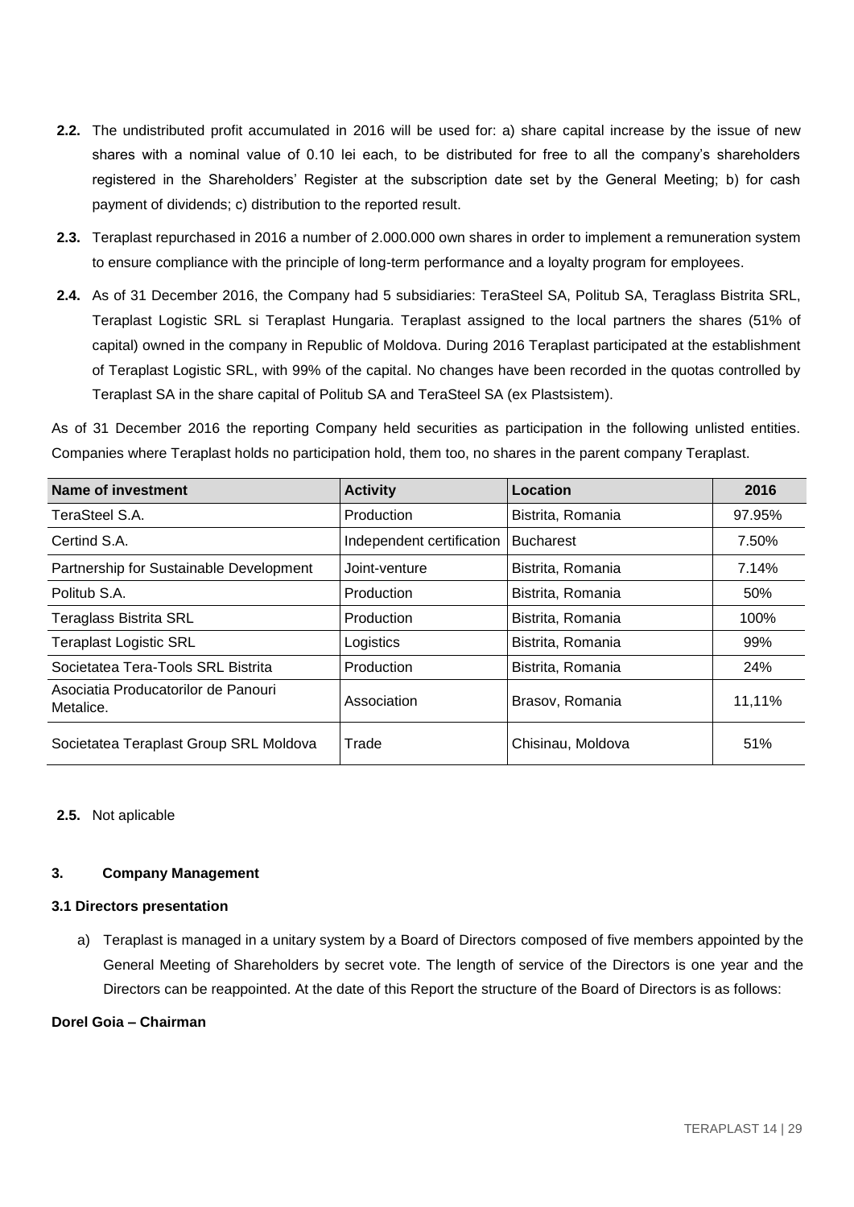**2.2.** The undistributed profit accumulated in 2016 will be used for: a) share capital increase by the issue of new shares with a nominal value of 0.10 lei each, to be distributed for free to all the company's shareholders registered in the Shareholders' Register at the subscription date set by the General Meeting; b) for cash payment of dividends; c) distribution to the reported result.

**2.3.** Teraplast repurchased in 2016 a number of 2.000.000 own shares in order to implement a remuneration system to ensure compliance with the principle of long-term performance and a loyalty program for employees.

**2.4.** As of 31 December 2016, the Company had 5 subsidiaries: TeraSteel SA, Politub SA, Teraglass Bistrita SRL, Teraplast Logistic SRL si Teraplast Hungaria. Teraplast assigned to the local partners the shares (51% of capital) owned in the company in Republic of Moldova. During 2016 Teraplast participated at the establishment of Teraplast Logistic SRL, with 99% of the capital. No changes have been recorded in the quotas controlled by Teraplast SA in the share capital of Politub SA and TeraSteel SA (ex Plastsistem).

As of 31 December 2016 the reporting Company held securities as participation in the following unlisted entities. Companies where Teraplast holds no participation hold, them too, no shares in the parent company Teraplast.

| Name of investment | Activity | Location | 2016 |
|---|---|---|---|
| TeraSteel S.A. | Production | Bistrita, Romania | 97.95% |
| Certind S.A. | Independent certification | Bucharest | 7.50% |
| Partnership for Sustainable Development | Joint-venture | Bistrita, Romania | 7.14% |
| Politub S.A. | Production | Bistrita, Romania | 50% |
| Teraglass Bistrita SRL | Production | Bistrita, Romania | 100% |
| Teraplast Logistic SRL | Logistics | Bistrita, Romania | 99% |
| Societatea Tera-Tools SRL Bistrita | Production | Bistrita, Romania | 24% |
| Asociatia Producatorilor de Panouri Metalice. | Association | Brasov, Romania | 11,11% |
| Societatea Teraplast Group SRL Moldova | Trade | Chisinau, Moldova | 51% |

**2.5.** Not aplicable

## 3. Company Management

### 3.1 Directors presentation

a) Teraplast is managed in a unitary system by a Board of Directors composed of five members appointed by the General Meeting of Shareholders by secret vote. The length of service of the Directors is one year and the Directors can be reappointed. At the date of this Report the structure of the Board of Directors is as follows:

**Dorel Goia – Chairman**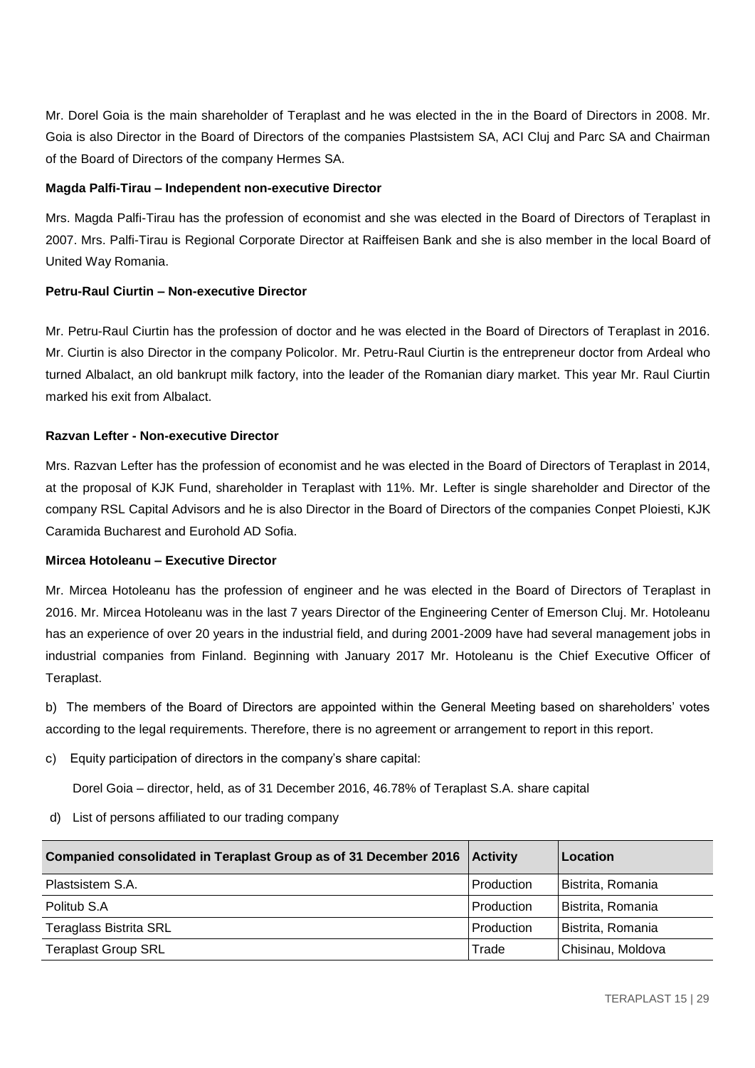Mr. Dorel Goia is the main shareholder of Teraplast and he was elected in the in the Board of Directors in 2008. Mr. Goia is also Director in the Board of Directors of the companies Plastsistem SA, ACI Cluj and Parc SA and Chairman of the Board of Directors of the company Hermes SA.

**Magda Palfi-Tirau – Independent non-executive Director**

Mrs. Magda Palfi-Tirau has the profession of economist and she was elected in the Board of Directors of Teraplast in 2007. Mrs. Palfi-Tirau is Regional Corporate Director at Raiffeisen Bank and she is also member in the local Board of United Way Romania.

**Petru-Raul Ciurtin – Non-executive Director**

Mr. Petru-Raul Ciurtin has the profession of doctor and he was elected in the Board of Directors of Teraplast in 2016. Mr. Ciurtin is also Director in the company Policolor. Mr. Petru-Raul Ciurtin is the entrepreneur doctor from Ardeal who turned Albalact, an old bankrupt milk factory, into the leader of the Romanian diary market. This year Mr. Raul Ciurtin marked his exit from Albalact.

**Razvan Lefter - Non-executive Director**

Mrs. Razvan Lefter has the profession of economist and he was elected in the Board of Directors of Teraplast in 2014, at the proposal of KJK Fund, shareholder in Teraplast with 11%. Mr. Lefter is single shareholder and Director of the company RSL Capital Advisors and he is also Director in the Board of Directors of the companies Conpet Ploiesti, KJK Caramida Bucharest and Eurohold AD Sofia.

**Mircea Hotoleanu – Executive Director**

Mr. Mircea Hotoleanu has the profession of engineer and he was elected in the Board of Directors of Teraplast in 2016. Mr. Mircea Hotoleanu was in the last 7 years Director of the Engineering Center of Emerson Cluj. Mr. Hotoleanu has an experience of over 20 years in the industrial field, and during 2001-2009 have had several management jobs in industrial companies from Finland. Beginning with January 2017 Mr. Hotoleanu is the Chief Executive Officer of Teraplast.

b) The members of the Board of Directors are appointed within the General Meeting based on shareholders' votes according to the legal requirements. Therefore, there is no agreement or arrangement to report in this report.

c) Equity participation of directors in the company's share capital:

Dorel Goia – director, held, as of 31 December 2016, 46.78% of Teraplast S.A. share capital

d) List of persons affiliated to our trading company

| Companied consolidated in Teraplast Group as of 31 December 2016 | Activity | Location |
|---|---|---|
| Plastsistem S.A. | Production | Bistrita, Romania |
| Politub S.A | Production | Bistrita, Romania |
| Teraglass Bistrita SRL | Production | Bistrita, Romania |
| Teraplast Group SRL | Trade | Chisinau, Moldova |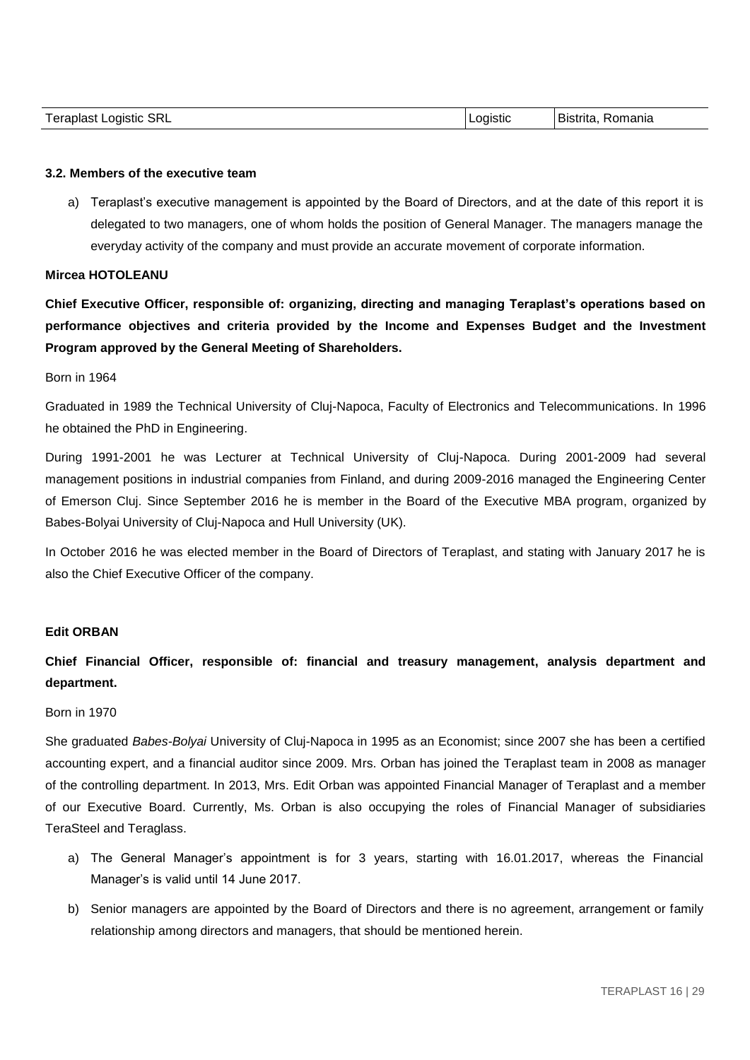| Teraplast Logistic SRL | Logistic | Bistrita, Romania |
|---|---|---|

**3.2. Members of the executive team**

a) Teraplast's executive management is appointed by the Board of Directors, and at the date of this report it is delegated to two managers, one of whom holds the position of General Manager. The managers manage the everyday activity of the company and must provide an accurate movement of corporate information.

**Mircea HOTOLEANU**

**Chief Executive Officer, responsible of: organizing, directing and managing Teraplast's operations based on performance objectives and criteria provided by the Income and Expenses Budget and the Investment Program approved by the General Meeting of Shareholders.**

Born in 1964

Graduated in 1989 the Technical University of Cluj-Napoca, Faculty of Electronics and Telecommunications. In 1996 he obtained the PhD in Engineering.

During 1991-2001 he was Lecturer at Technical University of Cluj-Napoca. During 2001-2009 had several management positions in industrial companies from Finland, and during 2009-2016 managed the Engineering Center of Emerson Cluj. Since September 2016 he is member in the Board of the Executive MBA program, organized by Babes-Bolyai University of Cluj-Napoca and Hull University (UK).

In October 2016 he was elected member in the Board of Directors of Teraplast, and stating with January 2017 he is also the Chief Executive Officer of the company.

**Edit ORBAN**

**Chief Financial Officer, responsible of: financial and treasury management, analysis department and department.**

Born in 1970

She graduated *Babes-Bolyai* University of Cluj-Napoca in 1995 as an Economist; since 2007 she has been a certified accounting expert, and a financial auditor since 2009. Mrs. Orban has joined the Teraplast team in 2008 as manager of the controlling department. In 2013, Mrs. Edit Orban was appointed Financial Manager of Teraplast and a member of our Executive Board. Currently, Ms. Orban is also occupying the roles of Financial Manager of subsidiaries TeraSteel and Teraglass.

a) The General Manager's appointment is for 3 years, starting with 16.01.2017, whereas the Financial Manager's is valid until 14 June 2017.

b) Senior managers are appointed by the Board of Directors and there is no agreement, arrangement or family relationship among directors and managers, that should be mentioned herein.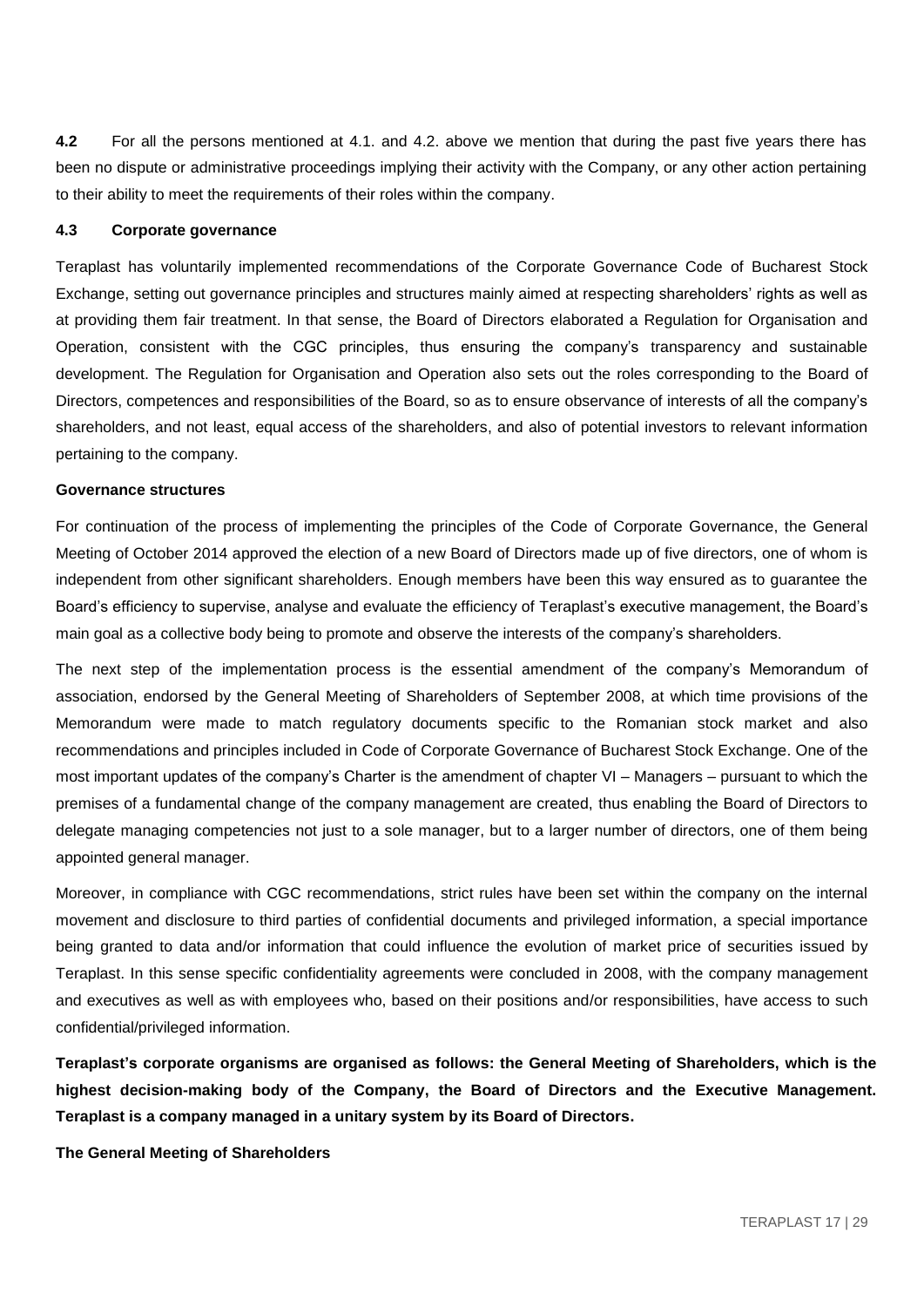**4.2** For all the persons mentioned at 4.1. and 4.2. above we mention that during the past five years there has been no dispute or administrative proceedings implying their activity with the Company, or any other action pertaining to their ability to meet the requirements of their roles within the company.

### 4.3 Corporate governance

Teraplast has voluntarily implemented recommendations of the Corporate Governance Code of Bucharest Stock Exchange, setting out governance principles and structures mainly aimed at respecting shareholders' rights as well as at providing them fair treatment. In that sense, the Board of Directors elaborated a Regulation for Organisation and Operation, consistent with the CGC principles, thus ensuring the company's transparency and sustainable development. The Regulation for Organisation and Operation also sets out the roles corresponding to the Board of Directors, competences and responsibilities of the Board, so as to ensure observance of interests of all the company's shareholders, and not least, equal access of the shareholders, and also of potential investors to relevant information pertaining to the company.

**Governance structures**

For continuation of the process of implementing the principles of the Code of Corporate Governance, the General Meeting of October 2014 approved the election of a new Board of Directors made up of five directors, one of whom is independent from other significant shareholders. Enough members have been this way ensured as to guarantee the Board's efficiency to supervise, analyse and evaluate the efficiency of Teraplast's executive management, the Board's main goal as a collective body being to promote and observe the interests of the company's shareholders.

The next step of the implementation process is the essential amendment of the company's Memorandum of association, endorsed by the General Meeting of Shareholders of September 2008, at which time provisions of the Memorandum were made to match regulatory documents specific to the Romanian stock market and also recommendations and principles included in Code of Corporate Governance of Bucharest Stock Exchange. One of the most important updates of the company's Charter is the amendment of chapter VI – Managers – pursuant to which the premises of a fundamental change of the company management are created, thus enabling the Board of Directors to delegate managing competencies not just to a sole manager, but to a larger number of directors, one of them being appointed general manager.

Moreover, in compliance with CGC recommendations, strict rules have been set within the company on the internal movement and disclosure to third parties of confidential documents and privileged information, a special importance being granted to data and/or information that could influence the evolution of market price of securities issued by Teraplast. In this sense specific confidentiality agreements were concluded in 2008, with the company management and executives as well as with employees who, based on their positions and/or responsibilities, have access to such confidential/privileged information.

**Teraplast's corporate organisms are organised as follows: the General Meeting of Shareholders, which is the highest decision-making body of the Company, the Board of Directors and the Executive Management. Teraplast is a company managed in a unitary system by its Board of Directors.**

**The General Meeting of Shareholders**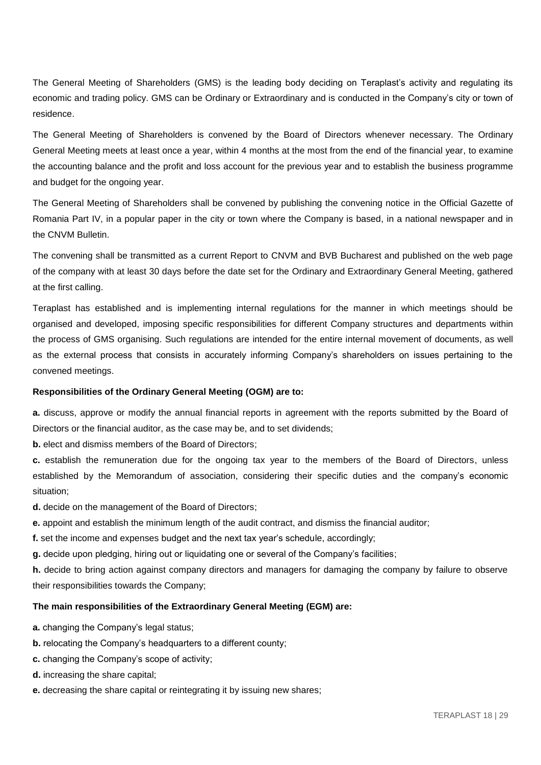The General Meeting of Shareholders (GMS) is the leading body deciding on Teraplast's activity and regulating its economic and trading policy. GMS can be Ordinary or Extraordinary and is conducted in the Company's city or town of residence.

The General Meeting of Shareholders is convened by the Board of Directors whenever necessary. The Ordinary General Meeting meets at least once a year, within 4 months at the most from the end of the financial year, to examine the accounting balance and the profit and loss account for the previous year and to establish the business programme and budget for the ongoing year.

The General Meeting of Shareholders shall be convened by publishing the convening notice in the Official Gazette of Romania Part IV, in a popular paper in the city or town where the Company is based, in a national newspaper and in the CNVM Bulletin.

The convening shall be transmitted as a current Report to CNVM and BVB Bucharest and published on the web page of the company with at least 30 days before the date set for the Ordinary and Extraordinary General Meeting, gathered at the first calling.

Teraplast has established and is implementing internal regulations for the manner in which meetings should be organised and developed, imposing specific responsibilities for different Company structures and departments within the process of GMS organising. Such regulations are intended for the entire internal movement of documents, as well as the external process that consists in accurately informing Company's shareholders on issues pertaining to the convened meetings.

**Responsibilities of the Ordinary General Meeting (OGM) are to:**

**a.** discuss, approve or modify the annual financial reports in agreement with the reports submitted by the Board of Directors or the financial auditor, as the case may be, and to set dividends;

**b.** elect and dismiss members of the Board of Directors;

**c.** establish the remuneration due for the ongoing tax year to the members of the Board of Directors, unless established by the Memorandum of association, considering their specific duties and the company's economic situation;

**d.** decide on the management of the Board of Directors;

**e.** appoint and establish the minimum length of the audit contract, and dismiss the financial auditor;

**f.** set the income and expenses budget and the next tax year's schedule, accordingly;

**g.** decide upon pledging, hiring out or liquidating one or several of the Company's facilities;

**h.** decide to bring action against company directors and managers for damaging the company by failure to observe their responsibilities towards the Company;

**The main responsibilities of the Extraordinary General Meeting (EGM) are:**

**a.** changing the Company's legal status;

**b.** relocating the Company's headquarters to a different county;

**c.** changing the Company's scope of activity;

**d.** increasing the share capital;

**e.** decreasing the share capital or reintegrating it by issuing new shares;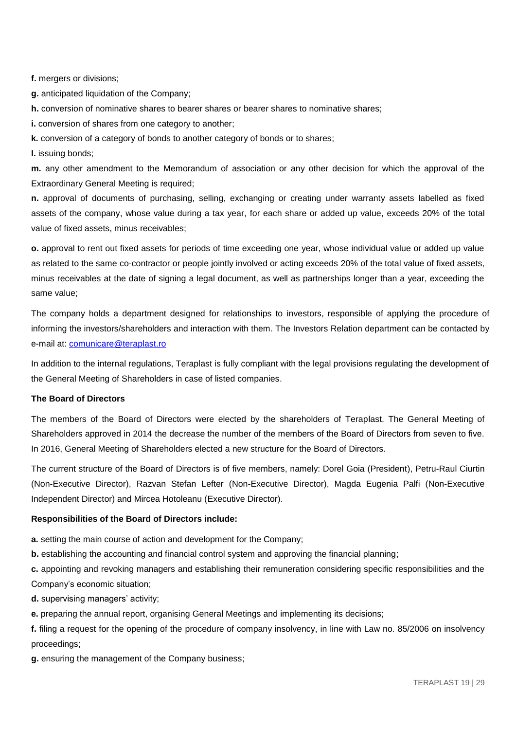**f.** mergers or divisions;

**g.** anticipated liquidation of the Company;

**h.** conversion of nominative shares to bearer shares or bearer shares to nominative shares;

**i.** conversion of shares from one category to another;

**k.** conversion of a category of bonds to another category of bonds or to shares;

**l.** issuing bonds;

**m.** any other amendment to the Memorandum of association or any other decision for which the approval of the Extraordinary General Meeting is required;

**n.** approval of documents of purchasing, selling, exchanging or creating under warranty assets labelled as fixed assets of the company, whose value during a tax year, for each share or added up value, exceeds 20% of the total value of fixed assets, minus receivables;

**o.** approval to rent out fixed assets for periods of time exceeding one year, whose individual value or added up value as related to the same co-contractor or people jointly involved or acting exceeds 20% of the total value of fixed assets, minus receivables at the date of signing a legal document, as well as partnerships longer than a year, exceeding the same value;

The company holds a department designed for relationships to investors, responsible of applying the procedure of informing the investors/shareholders and interaction with them. The Investors Relation department can be contacted by e-mail at: comunicare@teraplast.ro

In addition to the internal regulations, Teraplast is fully compliant with the legal provisions regulating the development of the General Meeting of Shareholders in case of listed companies.

**The Board of Directors**

The members of the Board of Directors were elected by the shareholders of Teraplast. The General Meeting of Shareholders approved in 2014 the decrease the number of the members of the Board of Directors from seven to five. In 2016, General Meeting of Shareholders elected a new structure for the Board of Directors.

The current structure of the Board of Directors is of five members, namely: Dorel Goia (President), Petru-Raul Ciurtin (Non-Executive Director), Razvan Stefan Lefter (Non-Executive Director), Magda Eugenia Palfi (Non-Executive Independent Director) and Mircea Hotoleanu (Executive Director).

**Responsibilities of the Board of Directors include:**

**a.** setting the main course of action and development for the Company;

**b.** establishing the accounting and financial control system and approving the financial planning;

**c.** appointing and revoking managers and establishing their remuneration considering specific responsibilities and the Company's economic situation;

**d.** supervising managers' activity;

**e.** preparing the annual report, organising General Meetings and implementing its decisions;

**f.** filing a request for the opening of the procedure of company insolvency, in line with Law no. 85/2006 on insolvency proceedings;

**g.** ensuring the management of the Company business;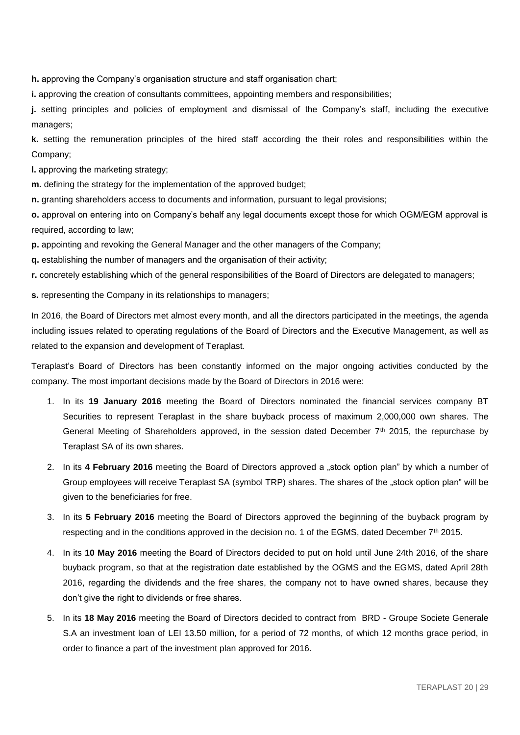**h.** approving the Company's organisation structure and staff organisation chart;

**i.** approving the creation of consultants committees, appointing members and responsibilities;

**j.** setting principles and policies of employment and dismissal of the Company's staff, including the executive managers;

**k.** setting the remuneration principles of the hired staff according the their roles and responsibilities within the Company;

**l.** approving the marketing strategy;

**m.** defining the strategy for the implementation of the approved budget;

**n.** granting shareholders access to documents and information, pursuant to legal provisions;

**o.** approval on entering into on Company's behalf any legal documents except those for which OGM/EGM approval is required, according to law;

**p.** appointing and revoking the General Manager and the other managers of the Company;

**q.** establishing the number of managers and the organisation of their activity;

**r.** concretely establishing which of the general responsibilities of the Board of Directors are delegated to managers;

**s.** representing the Company in its relationships to managers;

In 2016, the Board of Directors met almost every month, and all the directors participated in the meetings, the agenda including issues related to operating regulations of the Board of Directors and the Executive Management, as well as related to the expansion and development of Teraplast.

Teraplast's Board of Directors has been constantly informed on the major ongoing activities conducted by the company. The most important decisions made by the Board of Directors in 2016 were:

1. In its **19 January 2016** meeting the Board of Directors nominated the financial services company BT Securities to represent Teraplast in the share buyback process of maximum 2,000,000 own shares. The General Meeting of Shareholders approved, in the session dated December 7th 2015, the repurchase by Teraplast SA of its own shares.

2. In its **4 February 2016** meeting the Board of Directors approved a „stock option plan" by which a number of Group employees will receive Teraplast SA (symbol TRP) shares. The shares of the „stock option plan" will be given to the beneficiaries for free.

3. In its **5 February 2016** meeting the Board of Directors approved the beginning of the buyback program by respecting and in the conditions approved in the decision no. 1 of the EGMS, dated December 7th 2015.

4. In its **10 May 2016** meeting the Board of Directors decided to put on hold until June 24th 2016, of the share buyback program, so that at the registration date established by the OGMS and the EGMS, dated April 28th 2016, regarding the dividends and the free shares, the company not to have owned shares, because they don't give the right to dividends or free shares.

5. In its **18 May 2016** meeting the Board of Directors decided to contract from BRD - Groupe Societe Generale S.A an investment loan of LEI 13.50 million, for a period of 72 months, of which 12 months grace period, in order to finance a part of the investment plan approved for 2016.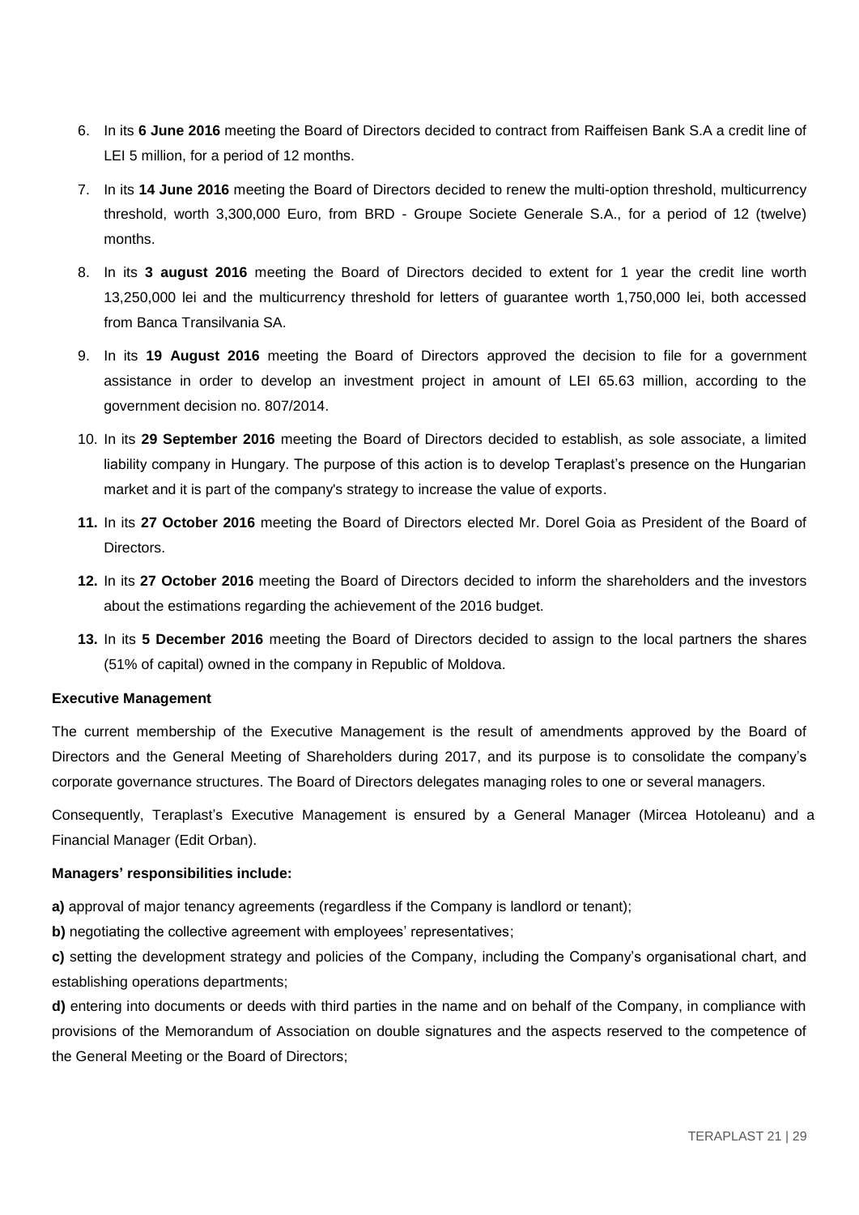6. In its **6 June 2016** meeting the Board of Directors decided to contract from Raiffeisen Bank S.A a credit line of LEI 5 million, for a period of 12 months.
7. In its **14 June 2016** meeting the Board of Directors decided to renew the multi-option threshold, multicurrency threshold, worth 3,300,000 Euro, from BRD - Groupe Societe Generale S.A., for a period of 12 (twelve) months.
8. In its **3 august 2016** meeting the Board of Directors decided to extent for 1 year the credit line worth 13,250,000 lei and the multicurrency threshold for letters of guarantee worth 1,750,000 lei, both accessed from Banca Transilvania SA.
9. In its **19 August 2016** meeting the Board of Directors approved the decision to file for a government assistance in order to develop an investment project in amount of LEI 65.63 million, according to the government decision no. 807/2014.
10. In its **29 September 2016** meeting the Board of Directors decided to establish, as sole associate, a limited liability company in Hungary. The purpose of this action is to develop Teraplast's presence on the Hungarian market and it is part of the company's strategy to increase the value of exports.
11. In its **27 October 2016** meeting the Board of Directors elected Mr. Dorel Goia as President of the Board of Directors.
12. In its **27 October 2016** meeting the Board of Directors decided to inform the shareholders and the investors about the estimations regarding the achievement of the 2016 budget.
13. In its **5 December 2016** meeting the Board of Directors decided to assign to the local partners the shares (51% of capital) owned in the company in Republic of Moldova.

**Executive Management**

The current membership of the Executive Management is the result of amendments approved by the Board of Directors and the General Meeting of Shareholders during 2017, and its purpose is to consolidate the company's corporate governance structures. The Board of Directors delegates managing roles to one or several managers.

Consequently, Teraplast's Executive Management is ensured by a General Manager (Mircea Hotoleanu) and a Financial Manager (Edit Orban).

**Managers' responsibilities include:**

**a)** approval of major tenancy agreements (regardless if the Company is landlord or tenant);

**b)** negotiating the collective agreement with employees' representatives;

**c)** setting the development strategy and policies of the Company, including the Company's organisational chart, and establishing operations departments;

**d)** entering into documents or deeds with third parties in the name and on behalf of the Company, in compliance with provisions of the Memorandum of Association on double signatures and the aspects reserved to the competence of the General Meeting or the Board of Directors;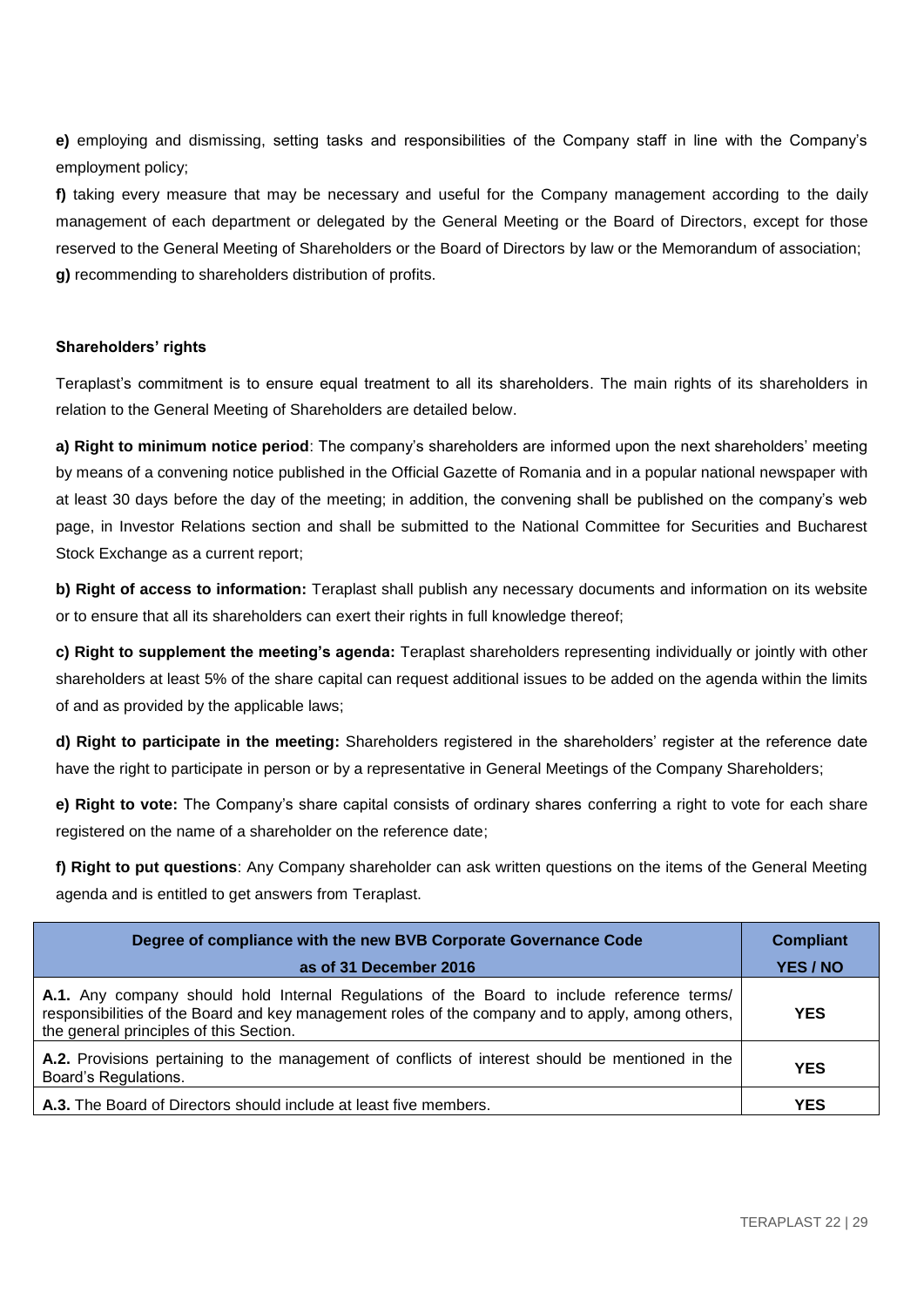**e)** employing and dismissing, setting tasks and responsibilities of the Company staff in line with the Company's employment policy;

**f)** taking every measure that may be necessary and useful for the Company management according to the daily management of each department or delegated by the General Meeting or the Board of Directors, except for those reserved to the General Meeting of Shareholders or the Board of Directors by law or the Memorandum of association;

**g)** recommending to shareholders distribution of profits.

**Shareholders' rights**

Teraplast's commitment is to ensure equal treatment to all its shareholders. The main rights of its shareholders in relation to the General Meeting of Shareholders are detailed below.

**a) Right to minimum notice period**: The company's shareholders are informed upon the next shareholders' meeting by means of a convening notice published in the Official Gazette of Romania and in a popular national newspaper with at least 30 days before the day of the meeting; in addition, the convening shall be published on the company's web page, in Investor Relations section and shall be submitted to the National Committee for Securities and Bucharest Stock Exchange as a current report;

**b) Right of access to information:** Teraplast shall publish any necessary documents and information on its website or to ensure that all its shareholders can exert their rights in full knowledge thereof;

**c) Right to supplement the meeting's agenda:** Teraplast shareholders representing individually or jointly with other shareholders at least 5% of the share capital can request additional issues to be added on the agenda within the limits of and as provided by the applicable laws;

**d) Right to participate in the meeting:** Shareholders registered in the shareholders' register at the reference date have the right to participate in person or by a representative in General Meetings of the Company Shareholders;

**e) Right to vote:** The Company's share capital consists of ordinary shares conferring a right to vote for each share registered on the name of a shareholder on the reference date;

**f) Right to put questions**: Any Company shareholder can ask written questions on the items of the General Meeting agenda and is entitled to get answers from Teraplast.

| Degree of compliance with the new BVB Corporate Governance Code as of 31 December 2016 | Compliant YES / NO |
|---|---|
| **A.1.** Any company should hold Internal Regulations of the Board to include reference terms/ responsibilities of the Board and key management roles of the company and to apply, among others, the general principles of this Section. | **YES** |
| **A.2.** Provisions pertaining to the management of conflicts of interest should be mentioned in the Board's Regulations. | **YES** |
| **A.3.** The Board of Directors should include at least five members. | **YES** |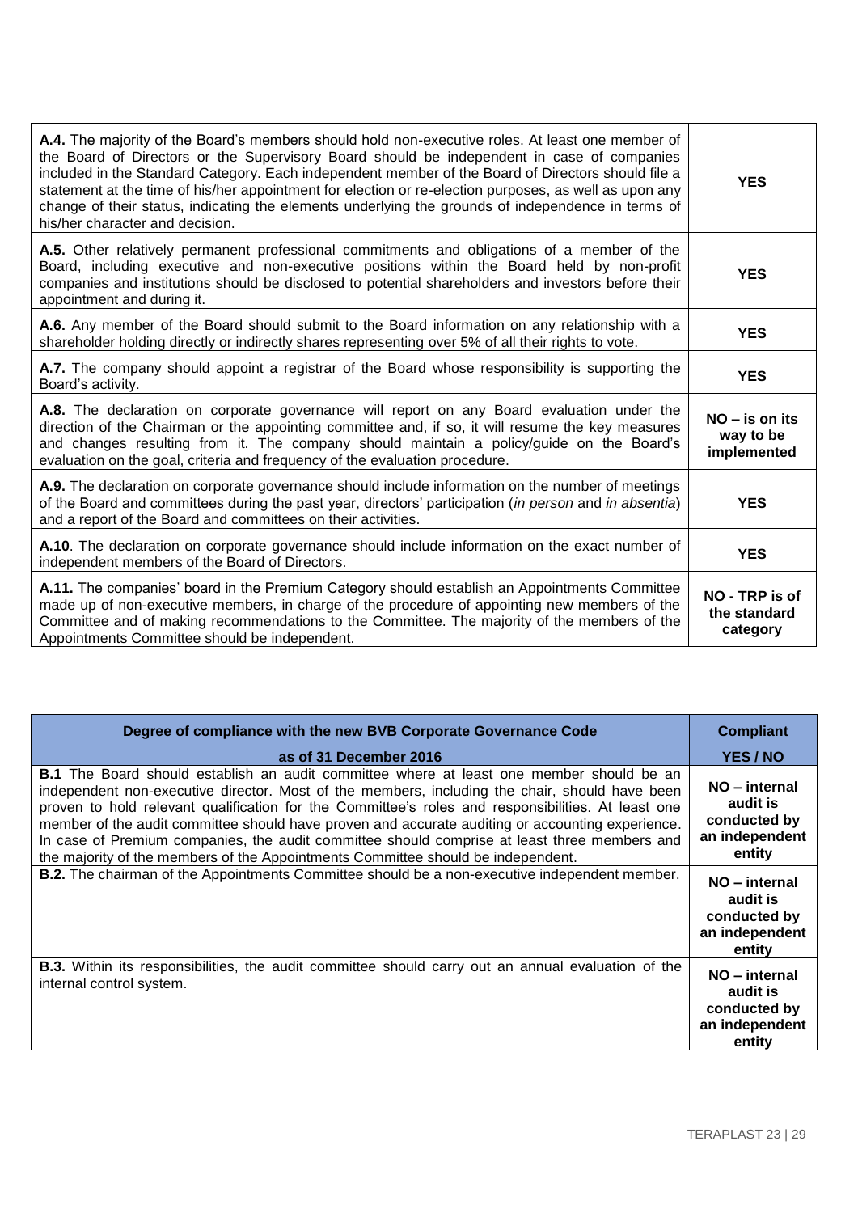| | |
|---|---|
| **A.4.** The majority of the Board's members should hold non-executive roles. At least one member of the Board of Directors or the Supervisory Board should be independent in case of companies included in the Standard Category. Each independent member of the Board of Directors should file a statement at the time of his/her appointment for election or re-election purposes, as well as upon any change of their status, indicating the elements underlying the grounds of independence in terms of his/her character and decision. | **YES** |
| **A.5.** Other relatively permanent professional commitments and obligations of a member of the Board, including executive and non-executive positions within the Board held by non-profit companies and institutions should be disclosed to potential shareholders and investors before their appointment and during it. | **YES** |
| **A.6.** Any member of the Board should submit to the Board information on any relationship with a shareholder holding directly or indirectly shares representing over 5% of all their rights to vote. | **YES** |
| **A.7.** The company should appoint a registrar of the Board whose responsibility is supporting the Board's activity. | **YES** |
| **A.8.** The declaration on corporate governance will report on any Board evaluation under the direction of the Chairman or the appointing committee and, if so, it will resume the key measures and changes resulting from it. The company should maintain a policy/guide on the Board's evaluation on the goal, criteria and frequency of the evaluation procedure. | **NO – is on its way to be implemented** |
| **A.9.** The declaration on corporate governance should include information on the number of meetings of the Board and committees during the past year, directors' participation (*in person* and *in absentia*) and a report of the Board and committees on their activities. | **YES** |
| **A.10**. The declaration on corporate governance should include information on the exact number of independent members of the Board of Directors. | **YES** |
| **A.11.** The companies' board in the Premium Category should establish an Appointments Committee made up of non-executive members, in charge of the procedure of appointing new members of the Committee and of making recommendations to the Committee. The majority of the members of the Appointments Committee should be independent. | **NO - TRP is of the standard category** |

| Degree of compliance with the new BVB Corporate Governance Code as of 31 December 2016 | Compliant YES / NO |
|---|---|
| **B.1** The Board should establish an audit committee where at least one member should be an independent non-executive director. Most of the members, including the chair, should have been proven to hold relevant qualification for the Committee's roles and responsibilities. At least one member of the audit committee should have proven and accurate auditing or accounting experience. In case of Premium companies, the audit committee should comprise at least three members and the majority of the members of the Appointments Committee should be independent. | **NO – internal audit is conducted by an independent entity** |
| **B.2.** The chairman of the Appointments Committee should be a non-executive independent member. | **NO – internal audit is conducted by an independent entity** |
| **B.3.** Within its responsibilities, the audit committee should carry out an annual evaluation of the internal control system. | **NO – internal audit is conducted by an independent entity** |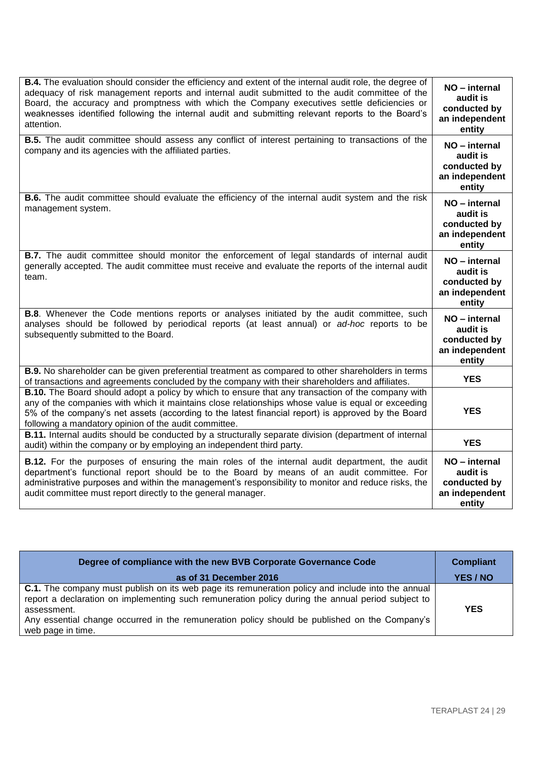| | |
|---|---|
| **B.4.** The evaluation should consider the efficiency and extent of the internal audit role, the degree of adequacy of risk management reports and internal audit submitted to the audit committee of the Board, the accuracy and promptness with which the Company executives settle deficiencies or weaknesses identified following the internal audit and submitting relevant reports to the Board's attention. | **NO – internal audit is conducted by an independent entity** |
| **B.5.** The audit committee should assess any conflict of interest pertaining to transactions of the company and its agencies with the affiliated parties. | **NO – internal audit is conducted by an independent entity** |
| **B.6.** The audit committee should evaluate the efficiency of the internal audit system and the risk management system. | **NO – internal audit is conducted by an independent entity** |
| **B.7.** The audit committee should monitor the enforcement of legal standards of internal audit generally accepted. The audit committee must receive and evaluate the reports of the internal audit team. | **NO – internal audit is conducted by an independent entity** |
| **B.8**. Whenever the Code mentions reports or analyses initiated by the audit committee, such analyses should be followed by periodical reports (at least annual) or *ad-hoc* reports to be subsequently submitted to the Board. | **NO – internal audit is conducted by an independent entity** |
| **B.9.** No shareholder can be given preferential treatment as compared to other shareholders in terms of transactions and agreements concluded by the company with their shareholders and affiliates. | **YES** |
| **B.10.** The Board should adopt a policy by which to ensure that any transaction of the company with any of the companies with which it maintains close relationships whose value is equal or exceeding 5% of the company's net assets (according to the latest financial report) is approved by the Board following a mandatory opinion of the audit committee. | **YES** |
| **B.11.** Internal audits should be conducted by a structurally separate division (department of internal audit) within the company or by employing an independent third party. | **YES** |
| **B.12.** For the purposes of ensuring the main roles of the internal audit department, the audit department's functional report should be to the Board by means of an audit committee. For administrative purposes and within the management's responsibility to monitor and reduce risks, the audit committee must report directly to the general manager. | **NO – internal audit is conducted by an independent entity** |

| Degree of compliance with the new BVB Corporate Governance Code as of 31 December 2016 | Compliant YES / NO |
|---|---|
| **C.1.** The company must publish on its web page its remuneration policy and include into the annual report a declaration on implementing such remuneration policy during the annual period subject to assessment.<br>Any essential change occurred in the remuneration policy should be published on the Company's web page in time. | **YES** |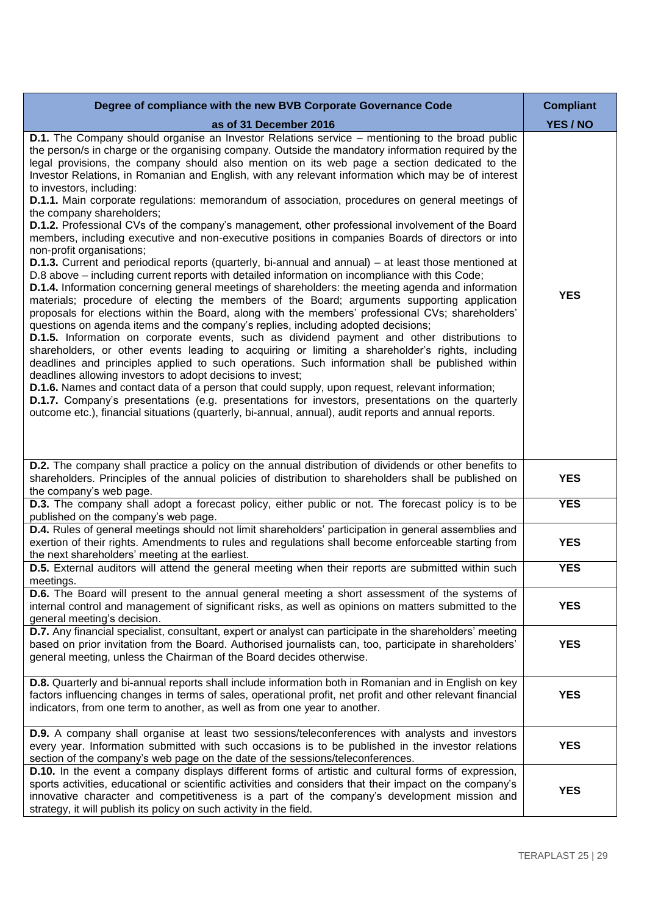| Degree of compliance with the new BVB Corporate Governance Code as of 31 December 2016 | Compliant YES / NO |
|---|---|
| **D.1.** The Company should organise an Investor Relations service – mentioning to the broad public the person/s in charge or the organising company. Outside the mandatory information required by the legal provisions, the company should also mention on its web page a section dedicated to the Investor Relations, in Romanian and English, with any relevant information which may be of interest to investors, including:<br>**D.1.1.** Main corporate regulations: memorandum of association, procedures on general meetings of the company shareholders;<br>**D.1.2.** Professional CVs of the company's management, other professional involvement of the Board members, including executive and non-executive positions in companies Boards of directors or into non-profit organisations;<br>**D.1.3.** Current and periodical reports (quarterly, bi-annual and annual) – at least those mentioned at D.8 above – including current reports with detailed information on incompliance with this Code;<br>**D.1.4.** Information concerning general meetings of shareholders: the meeting agenda and information materials; procedure of electing the members of the Board; arguments supporting application proposals for elections within the Board, along with the members' professional CVs; shareholders' questions on agenda items and the company's replies, including adopted decisions;<br>**D.1.5.** Information on corporate events, such as dividend payment and other distributions to shareholders, or other events leading to acquiring or limiting a shareholder's rights, including deadlines and principles applied to such operations. Such information shall be published within deadlines allowing investors to adopt decisions to invest;<br>**D.1.6.** Names and contact data of a person that could supply, upon request, relevant information;<br>**D.1.7.** Company's presentations (e.g. presentations for investors, presentations on the quarterly outcome etc.), financial situations (quarterly, bi-annual, annual), audit reports and annual reports. | **YES** |
| **D.2.** The company shall practice a policy on the annual distribution of dividends or other benefits to shareholders. Principles of the annual policies of distribution to shareholders shall be published on the company's web page. | **YES** |
| **D.3.** The company shall adopt a forecast policy, either public or not. The forecast policy is to be published on the company's web page. | **YES** |
| **D.4.** Rules of general meetings should not limit shareholders' participation in general assemblies and exertion of their rights. Amendments to rules and regulations shall become enforceable starting from the next shareholders' meeting at the earliest. | **YES** |
| **D.5.** External auditors will attend the general meeting when their reports are submitted within such meetings. | **YES** |
| **D.6.** The Board will present to the annual general meeting a short assessment of the systems of internal control and management of significant risks, as well as opinions on matters submitted to the general meeting's decision. | **YES** |
| **D.7.** Any financial specialist, consultant, expert or analyst can participate in the shareholders' meeting based on prior invitation from the Board. Authorised journalists can, too, participate in shareholders' general meeting, unless the Chairman of the Board decides otherwise. | **YES** |
| **D.8.** Quarterly and bi-annual reports shall include information both in Romanian and in English on key factors influencing changes in terms of sales, operational profit, net profit and other relevant financial indicators, from one term to another, as well as from one year to another. | **YES** |
| **D.9.** A company shall organise at least two sessions/teleconferences with analysts and investors every year. Information submitted with such occasions is to be published in the investor relations section of the company's web page on the date of the sessions/teleconferences. | **YES** |
| **D.10.** In the event a company displays different forms of artistic and cultural forms of expression, sports activities, educational or scientific activities and considers that their impact on the company's innovative character and competitiveness is a part of the company's development mission and strategy, it will publish its policy on such activity in the field. | **YES** |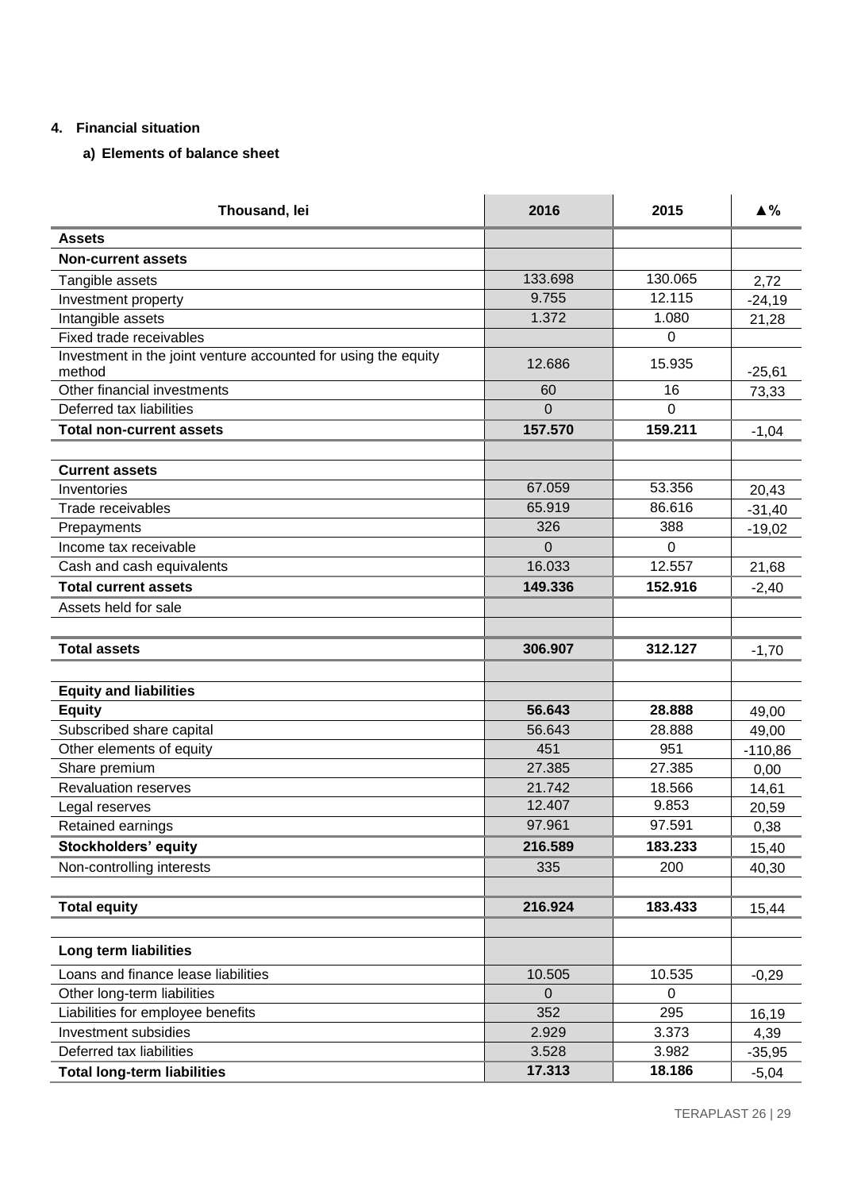## 4. Financial situation

### a) Elements of balance sheet

| Thousand, lei | 2016 | 2015 | ▲% |
|---|---|---|---|
| **Assets** | | | |
| **Non-current assets** | | | |
| Tangible assets | 133.698 | 130.065 | 2,72 |
| Investment property | 9.755 | 12.115 | -24,19 |
| Intangible assets | 1.372 | 1.080 | 21,28 |
| Fixed trade receivables | | 0 | |
| Investment in the joint venture accounted for using the equity method | 12.686 | 15.935 | -25,61 |
| Other financial investments | 60 | 16 | 73,33 |
| Deferred tax liabilities | 0 | 0 | |
| **Total non-current assets** | **157.570** | **159.211** | -1,04 |
| | | | |
| **Current assets** | | | |
| Inventories | 67.059 | 53.356 | 20,43 |
| Trade receivables | 65.919 | 86.616 | -31,40 |
| Prepayments | 326 | 388 | -19,02 |
| Income tax receivable | 0 | 0 | |
| Cash and cash equivalents | 16.033 | 12.557 | 21,68 |
| **Total current assets** | **149.336** | **152.916** | -2,40 |
| Assets held for sale | | | |
| | | | |
| **Total assets** | **306.907** | **312.127** | -1,70 |
| | | | |
| **Equity and liabilities** | | | |
| **Equity** | **56.643** | **28.888** | 49,00 |
| Subscribed share capital | 56.643 | 28.888 | 49,00 |
| Other elements of equity | 451 | 951 | -110,86 |
| Share premium | 27.385 | 27.385 | 0,00 |
| Revaluation reserves | 21.742 | 18.566 | 14,61 |
| Legal reserves | 12.407 | 9.853 | 20,59 |
| Retained earnings | 97.961 | 97.591 | 0,38 |
| **Stockholders' equity** | **216.589** | **183.233** | 15,40 |
| Non-controlling interests | 335 | 200 | 40,30 |
| | | | |
| **Total equity** | **216.924** | **183.433** | 15,44 |
| | | | |
| **Long term liabilities** | | | |
| Loans and finance lease liabilities | 10.505 | 10.535 | -0,29 |
| Other long-term liabilities | 0 | 0 | |
| Liabilities for employee benefits | 352 | 295 | 16,19 |
| Investment subsidies | 2.929 | 3.373 | 4,39 |
| Deferred tax liabilities | 3.528 | 3.982 | -35,95 |
| **Total long-term liabilities** | **17.313** | **18.186** | -5,04 |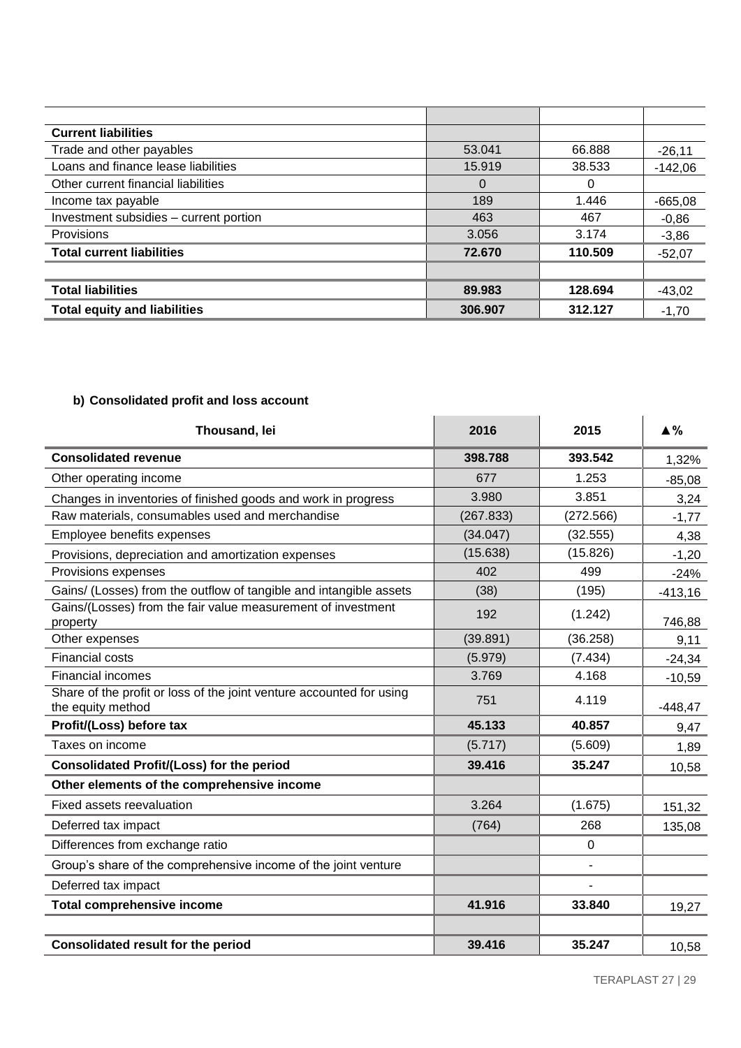| | | | |
|---|---|---|---|
| **Current liabilities** | | | |
| Trade and other payables | 53.041 | 66.888 | -26,11 |
| Loans and finance lease liabilities | 15.919 | 38.533 | -142,06 |
| Other current financial liabilities | 0 | 0 | |
| Income tax payable | 189 | 1.446 | -665,08 |
| Investment subsidies – current portion | 463 | 467 | -0,86 |
| Provisions | 3.056 | 3.174 | -3,86 |
| **Total current liabilities** | **72.670** | **110.509** | -52,07 |
| | | | |
| **Total liabilities** | **89.983** | **128.694** | -43,02 |
| **Total equity and liabilities** | **306.907** | **312.127** | -1,70 |

**b) Consolidated profit and loss account**

| Thousand, lei | 2016 | 2015 | ▲% |
|---|---|---|---|
| **Consolidated revenue** | **398.788** | **393.542** | 1,32% |
| Other operating income | 677 | 1.253 | -85,08 |
| Changes in inventories of finished goods and work in progress | 3.980 | 3.851 | 3,24 |
| Raw materials, consumables used and merchandise | (267.833) | (272.566) | -1,77 |
| Employee benefits expenses | (34.047) | (32.555) | 4,38 |
| Provisions, depreciation and amortization expenses | (15.638) | (15.826) | -1,20 |
| Provisions expenses | 402 | 499 | -24% |
| Gains/ (Losses) from the outflow of tangible and intangible assets | (38) | (195) | -413,16 |
| Gains/(Losses) from the fair value measurement of investment property | 192 | (1.242) | 746,88 |
| Other expenses | (39.891) | (36.258) | 9,11 |
| Financial costs | (5.979) | (7.434) | -24,34 |
| Financial incomes | 3.769 | 4.168 | -10,59 |
| Share of the profit or loss of the joint venture accounted for using the equity method | 751 | 4.119 | -448,47 |
| **Profit/(Loss) before tax** | **45.133** | **40.857** | 9,47 |
| Taxes on income | (5.717) | (5.609) | 1,89 |
| **Consolidated Profit/(Loss) for the period** | **39.416** | **35.247** | 10,58 |
| **Other elements of the comprehensive income** | | | |
| Fixed assets reevaluation | 3.264 | (1.675) | 151,32 |
| Deferred tax impact | (764) | 268 | 135,08 |
| Differences from exchange ratio | | 0 | |
| Group's share of the comprehensive income of the joint venture | | - | |
| Deferred tax impact | | - | |
| **Total comprehensive income** | **41.916** | **33.840** | 19,27 |
| | | | |
| **Consolidated result for the period** | **39.416** | **35.247** | 10,58 |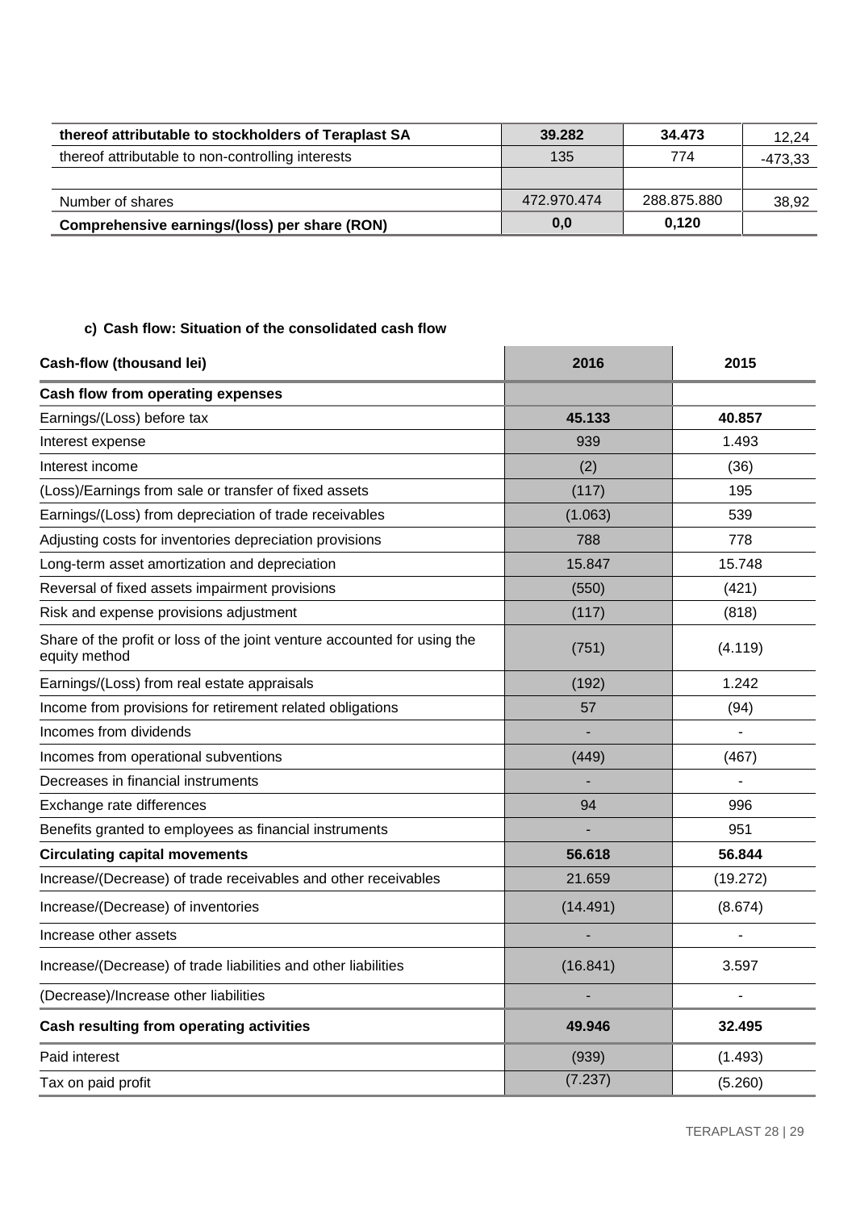| | | | |
|---|---|---|---|
| **thereof attributable to stockholders of Teraplast SA** | **39.282** | **34.473** | 12,24 |
| thereof attributable to non-controlling interests | 135 | 774 | -473,33 |
| | | | |
| Number of shares | 472.970.474 | 288.875.880 | 38,92 |
| **Comprehensive earnings/(loss) per share (RON)** | **0,0** | **0,120** | |

**c) Cash flow: Situation of the consolidated cash flow**

| Cash-flow (thousand lei) | 2016 | 2015 |
|---|---|---|
| **Cash flow from operating expenses** | | |
| Earnings/(Loss) before tax | **45.133** | **40.857** |
| Interest expense | 939 | 1.493 |
| Interest income | (2) | (36) |
| (Loss)/Earnings from sale or transfer of fixed assets | (117) | 195 |
| Earnings/(Loss) from depreciation of trade receivables | (1.063) | 539 |
| Adjusting costs for inventories depreciation provisions | 788 | 778 |
| Long-term asset amortization and depreciation | 15.847 | 15.748 |
| Reversal of fixed assets impairment provisions | (550) | (421) |
| Risk and expense provisions adjustment | (117) | (818) |
| Share of the profit or loss of the joint venture accounted for using the equity method | (751) | (4.119) |
| Earnings/(Loss) from real estate appraisals | (192) | 1.242 |
| Income from provisions for retirement related obligations | 57 | (94) |
| Incomes from dividends | - | - |
| Incomes from operational subventions | (449) | (467) |
| Decreases in financial instruments | - | - |
| Exchange rate differences | 94 | 996 |
| Benefits granted to employees as financial instruments | - | 951 |
| **Circulating capital movements** | **56.618** | **56.844** |
| Increase/(Decrease) of trade receivables and other receivables | 21.659 | (19.272) |
| Increase/(Decrease) of inventories | (14.491) | (8.674) |
| Increase other assets | - | - |
| Increase/(Decrease) of trade liabilities and other liabilities | (16.841) | 3.597 |
| (Decrease)/Increase other liabilities | - | - |
| **Cash resulting from operating activities** | **49.946** | **32.495** |
| Paid interest | (939) | (1.493) |
| Tax on paid profit | (7.237) | (5.260) |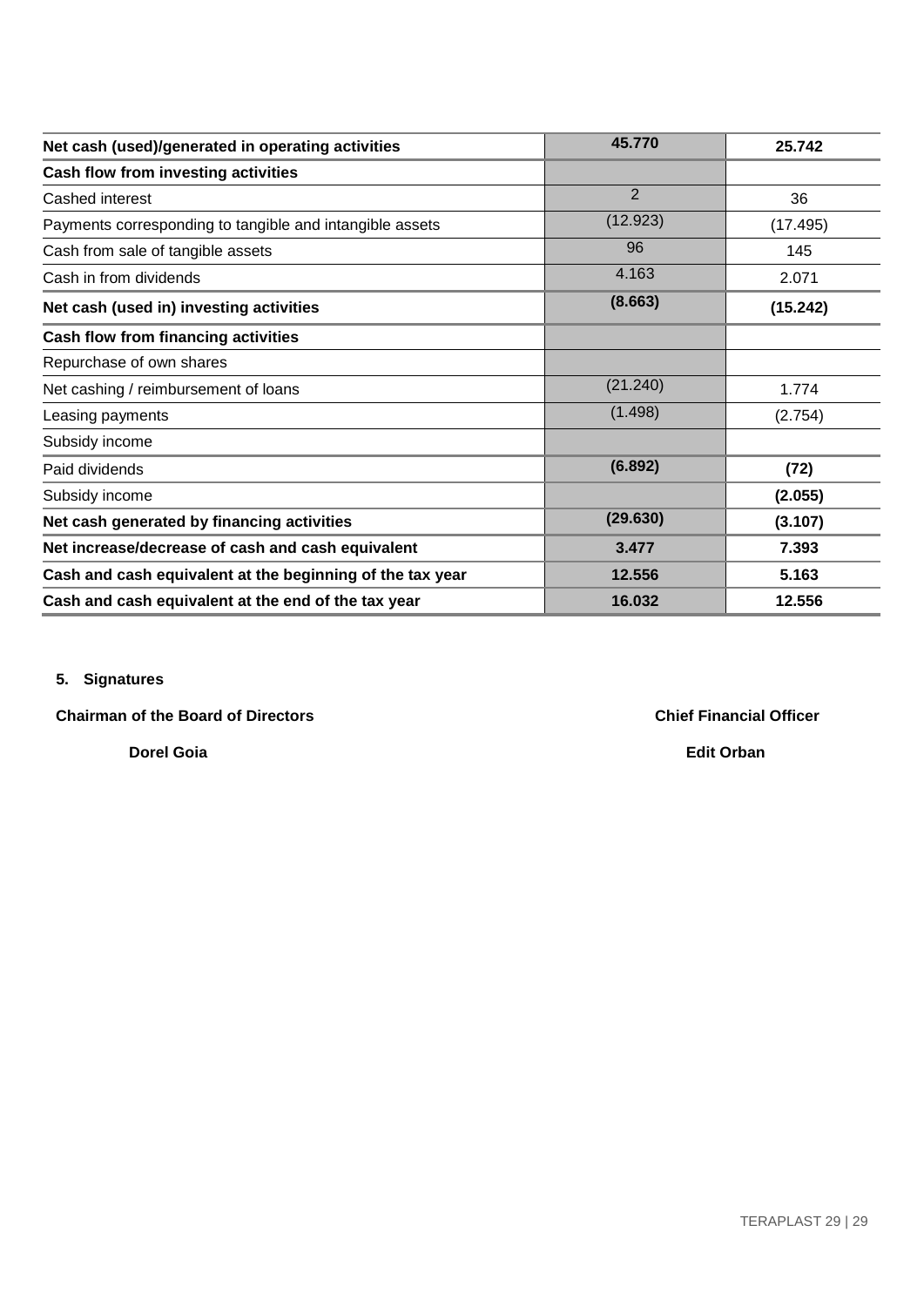| | | |
|---|---|---|
| **Net cash (used)/generated in operating activities** | **45.770** | **25.742** |
| **Cash flow from investing activities** | | |
| Cashed interest | 2 | 36 |
| Payments corresponding to tangible and intangible assets | (12.923) | (17.495) |
| Cash from sale of tangible assets | 96 | 145 |
| Cash in from dividends | 4.163 | 2.071 |
| **Net cash (used in) investing activities** | **(8.663)** | **(15.242)** |
| **Cash flow from financing activities** | | |
| Repurchase of own shares | | |
| Net cashing / reimbursement of loans | (21.240) | 1.774 |
| Leasing payments | (1.498) | (2.754) |
| Subsidy income | | |
| Paid dividends | **(6.892)** | **(72)** |
| Subsidy income | | **(2.055)** |
| **Net cash generated by financing activities** | **(29.630)** | **(3.107)** |
| **Net increase/decrease of cash and cash equivalent** | **3.477** | **7.393** |
| **Cash and cash equivalent at the beginning of the tax year** | **12.556** | **5.163** |
| **Cash and cash equivalent at the end of the tax year** | **16.032** | **12.556** |

## 5. Signatures

**Chairman of the Board of Directors**

**Dorel Goia**

**Chief Financial Officer**

**Edit Orban**